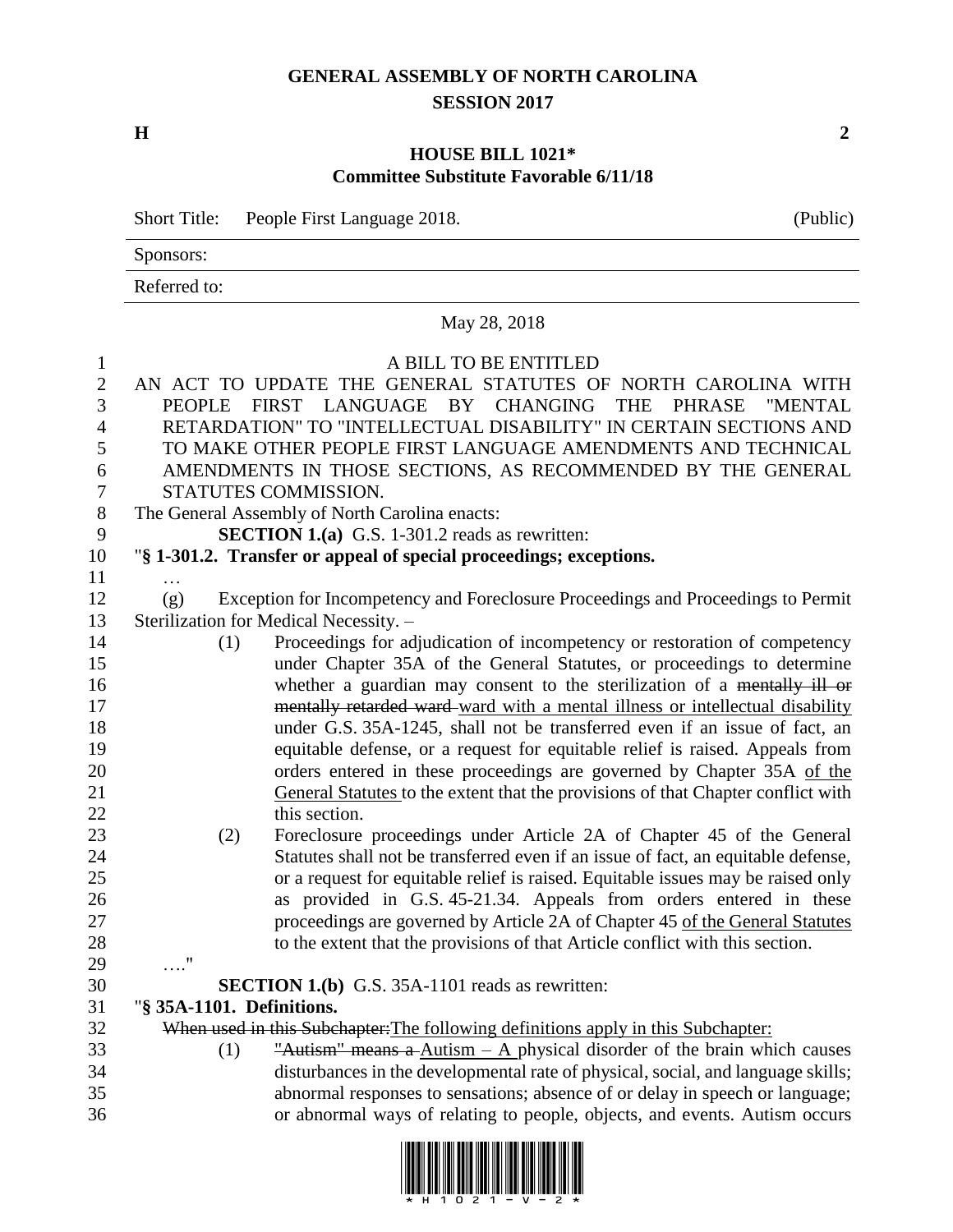# GENERAL ASSEMBLY OF NORTH CAROLINA
## SESSION 2017

**H** **2**

## HOUSE BILL 1021*
### Committee Substitute Favorable 6/11/18

Short Title: People First Language 2018. (Public)

Sponsors:

Referred to:

May 28, 2018

A BILL TO BE ENTITLED

AN ACT TO UPDATE THE GENERAL STATUTES OF NORTH CAROLINA WITH PEOPLE FIRST LANGUAGE BY CHANGING THE PHRASE "MENTAL RETARDATION" TO "INTELLECTUAL DISABILITY" IN CERTAIN SECTIONS AND TO MAKE OTHER PEOPLE FIRST LANGUAGE AMENDMENTS AND TECHNICAL AMENDMENTS IN THOSE SECTIONS, AS RECOMMENDED BY THE GENERAL STATUTES COMMISSION.

The General Assembly of North Carolina enacts:

**SECTION 1.(a)** G.S. 1-301.2 reads as rewritten:

"**§ 1-301.2. Transfer or appeal of special proceedings; exceptions.**

…

(g) Exception for Incompetency and Foreclosure Proceedings and Proceedings to Permit Sterilization for Medical Necessity. –

(1) Proceedings for adjudication of incompetency or restoration of competency under Chapter 35A of the General Statutes, or proceedings to determine whether a guardian may consent to the sterilization of a ~~mentally ill or mentally retarded ward~~ <u>ward with a mental illness or intellectual disability</u> under G.S. 35A-1245, shall not be transferred even if an issue of fact, an equitable defense, or a request for equitable relief is raised. Appeals from orders entered in these proceedings are governed by Chapter 35A <u>of the General Statutes</u> to the extent that the provisions of that Chapter conflict with this section.

(2) Foreclosure proceedings under Article 2A of Chapter 45 of the General Statutes shall not be transferred even if an issue of fact, an equitable defense, or a request for equitable relief is raised. Equitable issues may be raised only as provided in G.S. 45-21.34. Appeals from orders entered in these proceedings are governed by Article 2A of Chapter 45 <u>of the General Statutes</u> to the extent that the provisions of that Article conflict with this section.

…."

**SECTION 1.(b)** G.S. 35A-1101 reads as rewritten:

"**§ 35A-1101. Definitions.**

~~When used in this Subchapter:~~<u>The following definitions apply in this Subchapter:</u>

(1) ~~"Autism" means a~~ <u>Autism – A</u> physical disorder of the brain which causes disturbances in the developmental rate of physical, social, and language skills; abnormal responses to sensations; absence of or delay in speech or language; or abnormal ways of relating to people, objects, and events. Autism occurs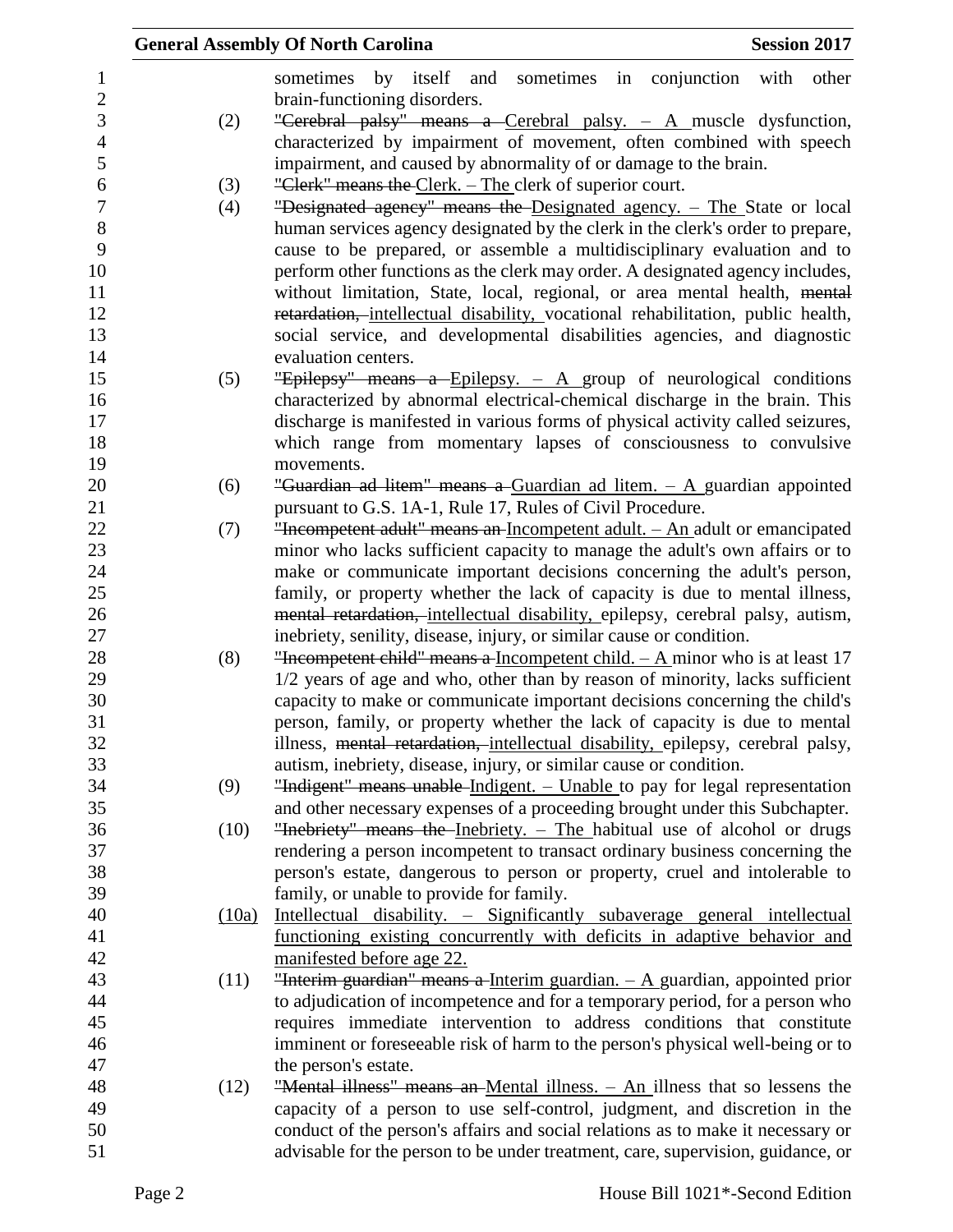sometimes by itself and sometimes in conjunction with other brain-functioning disorders.

(2) ~~"Cerebral palsy" means a~~ Cerebral palsy. – A muscle dysfunction, characterized by impairment of movement, often combined with speech impairment, and caused by abnormality of or damage to the brain.

(3) ~~"Clerk" means the~~ Clerk. – The clerk of superior court.

(4) ~~"Designated agency" means the~~ Designated agency. – The State or local human services agency designated by the clerk in the clerk's order to prepare, cause to be prepared, or assemble a multidisciplinary evaluation and to perform other functions as the clerk may order. A designated agency includes, without limitation, State, local, regional, or area mental health, ~~mental retardation,~~ intellectual disability, vocational rehabilitation, public health, social service, and developmental disabilities agencies, and diagnostic evaluation centers.

(5) ~~"Epilepsy" means a~~ Epilepsy. – A group of neurological conditions characterized by abnormal electrical-chemical discharge in the brain. This discharge is manifested in various forms of physical activity called seizures, which range from momentary lapses of consciousness to convulsive movements.

(6) ~~"Guardian ad litem" means a~~ Guardian ad litem. – A guardian appointed pursuant to G.S. 1A-1, Rule 17, Rules of Civil Procedure.

(7) ~~"Incompetent adult" means an~~ Incompetent adult. – An adult or emancipated minor who lacks sufficient capacity to manage the adult's own affairs or to make or communicate important decisions concerning the adult's person, family, or property whether the lack of capacity is due to mental illness, ~~mental retardation,~~ intellectual disability, epilepsy, cerebral palsy, autism, inebriety, senility, disease, injury, or similar cause or condition.

(8) ~~"Incompetent child" means a~~ Incompetent child. – A minor who is at least 17 1/2 years of age and who, other than by reason of minority, lacks sufficient capacity to make or communicate important decisions concerning the child's person, family, or property whether the lack of capacity is due to mental illness, ~~mental retardation,~~ intellectual disability, epilepsy, cerebral palsy, autism, inebriety, disease, injury, or similar cause or condition.

(9) ~~"Indigent" means unable~~ Indigent. – Unable to pay for legal representation and other necessary expenses of a proceeding brought under this Subchapter.

(10) ~~"Inebriety" means the~~ Inebriety. – The habitual use of alcohol or drugs rendering a person incompetent to transact ordinary business concerning the person's estate, dangerous to person or property, cruel and intolerable to family, or unable to provide for family.

<u>(10a) Intellectual disability. – Significantly subaverage general intellectual functioning existing concurrently with deficits in adaptive behavior and manifested before age 22.</u>

(11) ~~"Interim guardian" means a~~ Interim guardian. – A guardian, appointed prior to adjudication of incompetence and for a temporary period, for a person who requires immediate intervention to address conditions that constitute imminent or foreseeable risk of harm to the person's physical well-being or to the person's estate.

(12) ~~"Mental illness" means an~~ Mental illness. – An illness that so lessens the capacity of a person to use self-control, judgment, and discretion in the conduct of the person's affairs and social relations as to make it necessary or advisable for the person to be under treatment, care, supervision, guidance, or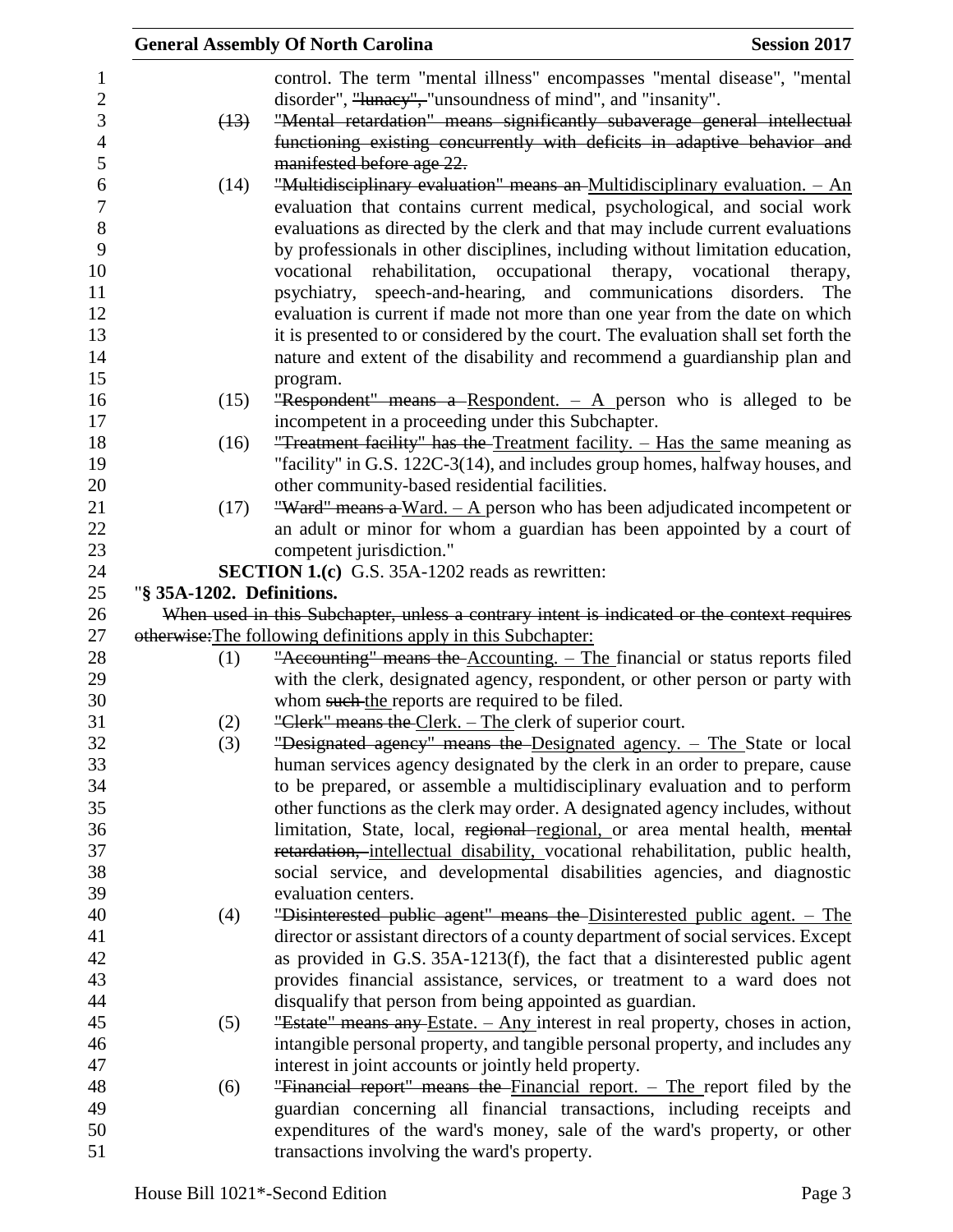control. The term "mental illness" encompasses "mental disease", "mental disorder", ~~"lunacy",~~ "unsoundness of mind", and "insanity".

~~(13) "Mental retardation" means significantly subaverage general intellectual functioning existing concurrently with deficits in adaptive behavior and manifested before age 22.~~

(14) ~~"Multidisciplinary evaluation" means an~~ Multidisciplinary evaluation. – An evaluation that contains current medical, psychological, and social work evaluations as directed by the clerk and that may include current evaluations by professionals in other disciplines, including without limitation education, vocational rehabilitation, occupational therapy, vocational therapy, psychiatry, speech-and-hearing, and communications disorders. The evaluation is current if made not more than one year from the date on which it is presented to or considered by the court. The evaluation shall set forth the nature and extent of the disability and recommend a guardianship plan and program.

(15) ~~"Respondent" means a~~ Respondent. – A person who is alleged to be incompetent in a proceeding under this Subchapter.

(16) ~~"Treatment facility" has the~~ Treatment facility. – Has the same meaning as "facility" in G.S. 122C-3(14), and includes group homes, halfway houses, and other community-based residential facilities.

(17) ~~"Ward" means a~~ Ward. – A person who has been adjudicated incompetent or an adult or minor for whom a guardian has been appointed by a court of competent jurisdiction."

**SECTION 1.(c)** G.S. 35A-1202 reads as rewritten:

"**§ 35A-1202. Definitions.**

~~When used in this Subchapter, unless a contrary intent is indicated or the context requires otherwise:~~The following definitions apply in this Subchapter:

(1) ~~"Accounting" means the~~ Accounting. – The financial or status reports filed with the clerk, designated agency, respondent, or other person or party with whom ~~such~~ the reports are required to be filed.

(2) ~~"Clerk" means the~~ Clerk. – The clerk of superior court.

(3) ~~"Designated agency" means the~~ Designated agency. – The State or local human services agency designated by the clerk in an order to prepare, cause to be prepared, or assemble a multidisciplinary evaluation and to perform other functions as the clerk may order. A designated agency includes, without limitation, State, local, ~~regional~~ regional, or area mental health, ~~mental retardation,~~ intellectual disability, vocational rehabilitation, public health, social service, and developmental disabilities agencies, and diagnostic evaluation centers.

(4) ~~"Disinterested public agent" means the~~ Disinterested public agent. – The director or assistant directors of a county department of social services. Except as provided in G.S. 35A-1213(f), the fact that a disinterested public agent provides financial assistance, services, or treatment to a ward does not disqualify that person from being appointed as guardian.

(5) ~~"Estate" means any~~ Estate. – Any interest in real property, choses in action, intangible personal property, and tangible personal property, and includes any interest in joint accounts or jointly held property.

(6) ~~"Financial report" means the~~ Financial report. – The report filed by the guardian concerning all financial transactions, including receipts and expenditures of the ward's money, sale of the ward's property, or other transactions involving the ward's property.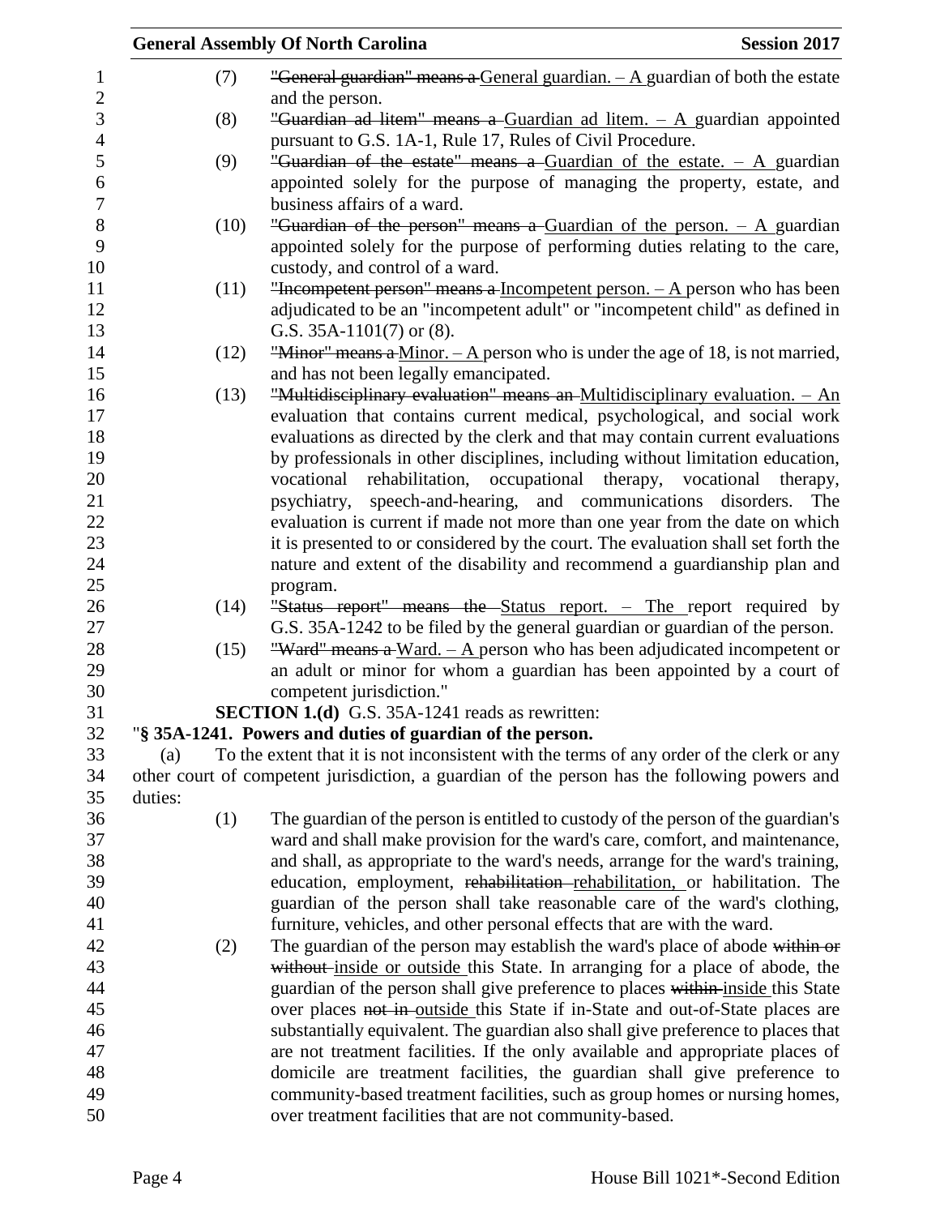(7) ~~"General guardian" means a~~ General guardian. – A guardian of both the estate and the person.

(8) ~~"Guardian ad litem" means a~~ Guardian ad litem. – A guardian appointed pursuant to G.S. 1A-1, Rule 17, Rules of Civil Procedure.

(9) ~~"Guardian of the estate" means a~~ Guardian of the estate. – A guardian appointed solely for the purpose of managing the property, estate, and business affairs of a ward.

(10) ~~"Guardian of the person" means a~~ Guardian of the person. – A guardian appointed solely for the purpose of performing duties relating to the care, custody, and control of a ward.

(11) ~~"Incompetent person" means a~~ Incompetent person. – A person who has been adjudicated to be an "incompetent adult" or "incompetent child" as defined in G.S. 35A-1101(7) or (8).

(12) ~~"Minor" means a~~ Minor. – A person who is under the age of 18, is not married, and has not been legally emancipated.

(13) ~~"Multidisciplinary evaluation" means an~~ Multidisciplinary evaluation. – An evaluation that contains current medical, psychological, and social work evaluations as directed by the clerk and that may contain current evaluations by professionals in other disciplines, including without limitation education, vocational rehabilitation, occupational therapy, vocational therapy, psychiatry, speech-and-hearing, and communications disorders. The evaluation is current if made not more than one year from the date on which it is presented to or considered by the court. The evaluation shall set forth the nature and extent of the disability and recommend a guardianship plan and program.

(14) ~~"Status report" means the~~ Status report. – The report required by G.S. 35A-1242 to be filed by the general guardian or guardian of the person.

(15) ~~"Ward" means a~~ Ward. – A person who has been adjudicated incompetent or an adult or minor for whom a guardian has been appointed by a court of competent jurisdiction."

**SECTION 1.(d)** G.S. 35A-1241 reads as rewritten:

"**§ 35A-1241. Powers and duties of guardian of the person.**

(a) To the extent that it is not inconsistent with the terms of any order of the clerk or any other court of competent jurisdiction, a guardian of the person has the following powers and duties:

(1) The guardian of the person is entitled to custody of the person of the guardian's ward and shall make provision for the ward's care, comfort, and maintenance, and shall, as appropriate to the ward's needs, arrange for the ward's training, education, employment, ~~rehabilitation~~ rehabilitation, or habilitation. The guardian of the person shall take reasonable care of the ward's clothing, furniture, vehicles, and other personal effects that are with the ward.

(2) The guardian of the person may establish the ward's place of abode ~~within or without~~ inside or outside this State. In arranging for a place of abode, the guardian of the person shall give preference to places ~~within~~ inside this State over places ~~not in~~ outside this State if in-State and out-of-State places are substantially equivalent. The guardian also shall give preference to places that are not treatment facilities. If the only available and appropriate places of domicile are treatment facilities, the guardian shall give preference to community-based treatment facilities, such as group homes or nursing homes, over treatment facilities that are not community-based.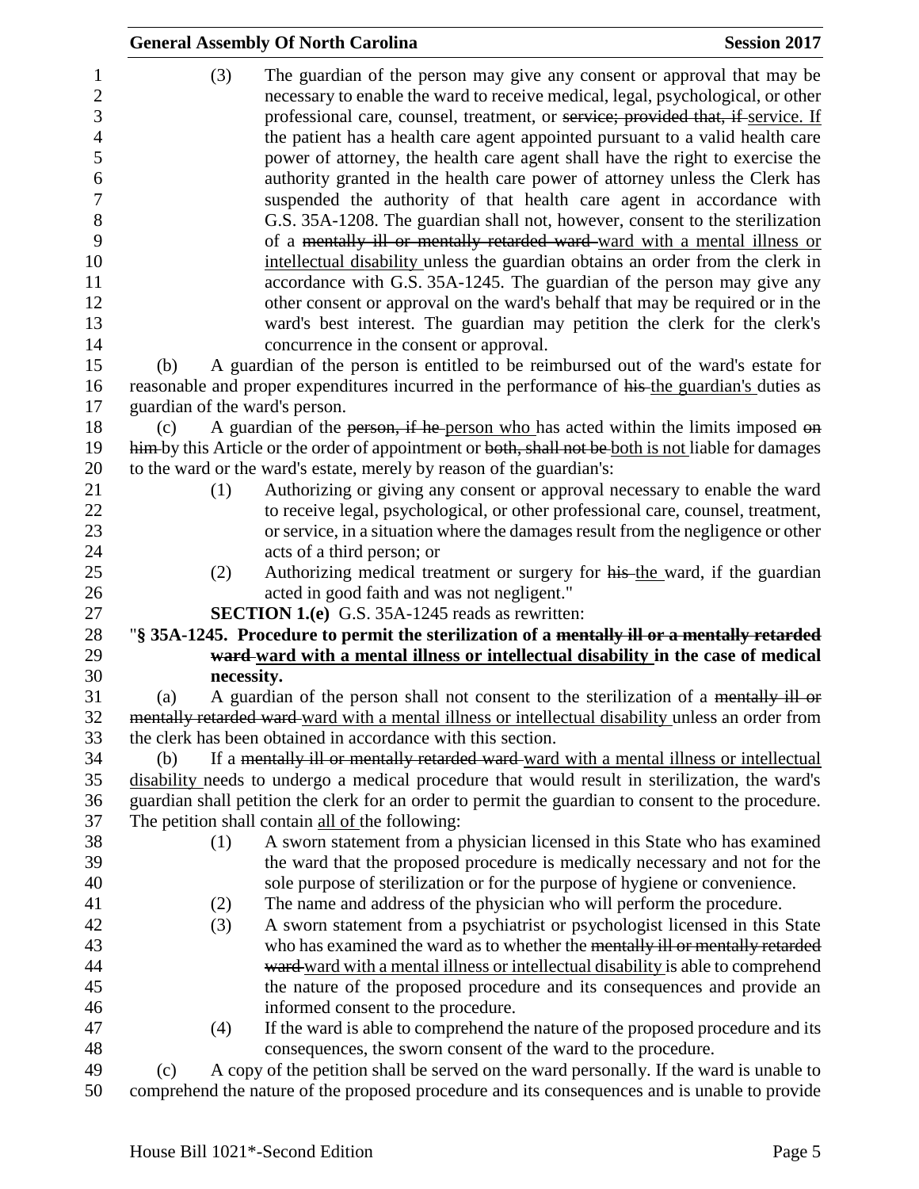(3) The guardian of the person may give any consent or approval that may be necessary to enable the ward to receive medical, legal, psychological, or other professional care, counsel, treatment, or ~~service; provided that, if~~ service. If the patient has a health care agent appointed pursuant to a valid health care power of attorney, the health care agent shall have the right to exercise the authority granted in the health care power of attorney unless the Clerk has suspended the authority of that health care agent in accordance with G.S. 35A-1208. The guardian shall not, however, consent to the sterilization of a ~~mentally ill or mentally retarded ward~~ ward with a mental illness or intellectual disability unless the guardian obtains an order from the clerk in accordance with G.S. 35A-1245. The guardian of the person may give any other consent or approval on the ward's behalf that may be required or in the ward's best interest. The guardian may petition the clerk for the clerk's concurrence in the consent or approval.

(b) A guardian of the person is entitled to be reimbursed out of the ward's estate for reasonable and proper expenditures incurred in the performance of ~~his~~ the guardian's duties as guardian of the ward's person.

(c) A guardian of the ~~person, if he~~ person who has acted within the limits imposed ~~on him~~ by this Article or the order of appointment or ~~both, shall not be~~ both is not liable for damages to the ward or the ward's estate, merely by reason of the guardian's:

(1) Authorizing or giving any consent or approval necessary to enable the ward to receive legal, psychological, or other professional care, counsel, treatment, or service, in a situation where the damages result from the negligence or other acts of a third person; or

(2) Authorizing medical treatment or surgery for ~~his~~ the ward, if the guardian acted in good faith and was not negligent."

**SECTION 1.(e)** G.S. 35A-1245 reads as rewritten:

"**§ 35A-1245. Procedure to permit the sterilization of a ~~mentally ill or a mentally retarded ward~~ ward with a mental illness or intellectual disability in the case of medical necessity.**

(a) A guardian of the person shall not consent to the sterilization of a ~~mentally ill or mentally retarded ward~~ ward with a mental illness or intellectual disability unless an order from the clerk has been obtained in accordance with this section.

(b) If a ~~mentally ill or mentally retarded ward~~ ward with a mental illness or intellectual disability needs to undergo a medical procedure that would result in sterilization, the ward's guardian shall petition the clerk for an order to permit the guardian to consent to the procedure. The petition shall contain all of the following:

(1) A sworn statement from a physician licensed in this State who has examined the ward that the proposed procedure is medically necessary and not for the sole purpose of sterilization or for the purpose of hygiene or convenience.

(2) The name and address of the physician who will perform the procedure.

(3) A sworn statement from a psychiatrist or psychologist licensed in this State who has examined the ward as to whether the ~~mentally ill or mentally retarded ward~~ ward with a mental illness or intellectual disability is able to comprehend the nature of the proposed procedure and its consequences and provide an informed consent to the procedure.

(4) If the ward is able to comprehend the nature of the proposed procedure and its consequences, the sworn consent of the ward to the procedure.

(c) A copy of the petition shall be served on the ward personally. If the ward is unable to comprehend the nature of the proposed procedure and its consequences and is unable to provide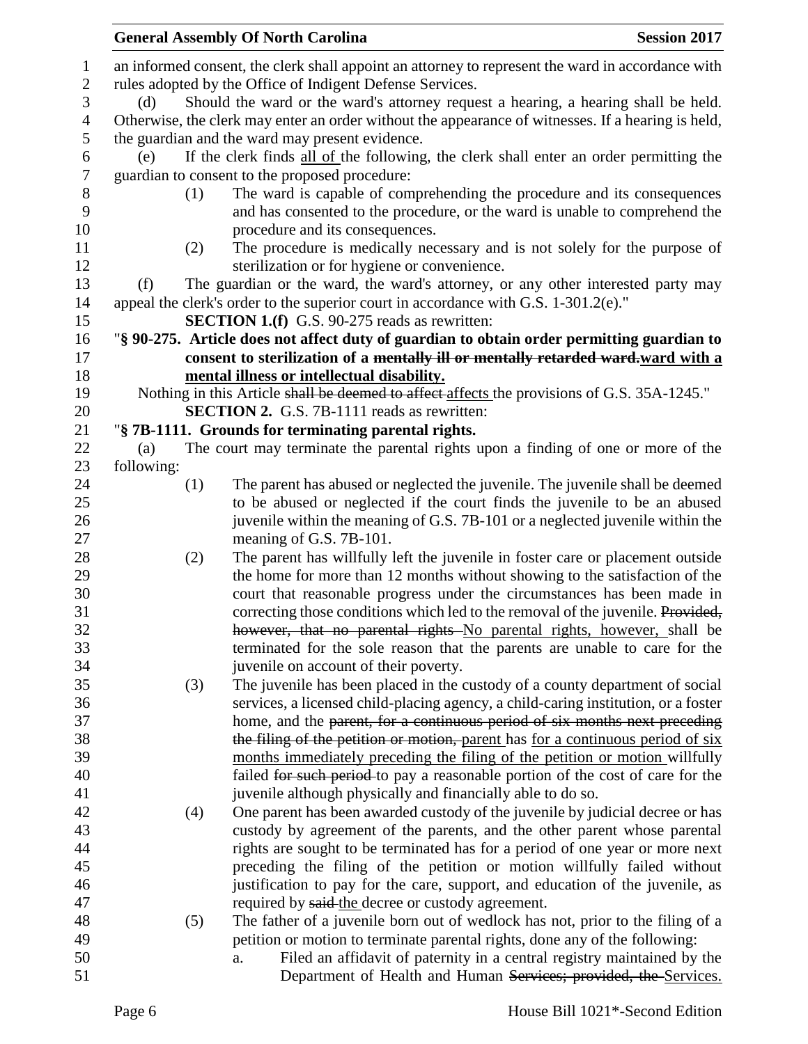an informed consent, the clerk shall appoint an attorney to represent the ward in accordance with rules adopted by the Office of Indigent Defense Services.

(d) Should the ward or the ward's attorney request a hearing, a hearing shall be held. Otherwise, the clerk may enter an order without the appearance of witnesses. If a hearing is held, the guardian and the ward may present evidence.

(e) If the clerk finds all of the following, the clerk shall enter an order permitting the guardian to consent to the proposed procedure:

(1) The ward is capable of comprehending the procedure and its consequences and has consented to the procedure, or the ward is unable to comprehend the procedure and its consequences.

(2) The procedure is medically necessary and is not solely for the purpose of sterilization or for hygiene or convenience.

(f) The guardian or the ward, the ward's attorney, or any other interested party may appeal the clerk's order to the superior court in accordance with G.S. 1-301.2(e)."

**SECTION 1.(f)** G.S. 90-275 reads as rewritten:

"**§ 90-275. Article does not affect duty of guardian to obtain order permitting guardian to consent to sterilization of a ~~mentally ill or mentally retarded ward.~~ward with a mental illness or intellectual disability.**

Nothing in this Article ~~shall be deemed to affect~~ affects the provisions of G.S. 35A-1245."

**SECTION 2.** G.S. 7B-1111 reads as rewritten:

"**§ 7B-1111. Grounds for terminating parental rights.**

(a) The court may terminate the parental rights upon a finding of one or more of the following:

(1) The parent has abused or neglected the juvenile. The juvenile shall be deemed to be abused or neglected if the court finds the juvenile to be an abused juvenile within the meaning of G.S. 7B-101 or a neglected juvenile within the meaning of G.S. 7B-101.

(2) The parent has willfully left the juvenile in foster care or placement outside the home for more than 12 months without showing to the satisfaction of the court that reasonable progress under the circumstances has been made in correcting those conditions which led to the removal of the juvenile. ~~Provided, however, that no parental rights~~ No parental rights, however, shall be terminated for the sole reason that the parents are unable to care for the juvenile on account of their poverty.

(3) The juvenile has been placed in the custody of a county department of social services, a licensed child-placing agency, a child-caring institution, or a foster home, and the ~~parent, for a continuous period of six months next preceding the filing of the petition or motion,~~ parent has for a continuous period of six months immediately preceding the filing of the petition or motion willfully failed ~~for such period~~ to pay a reasonable portion of the cost of care for the juvenile although physically and financially able to do so.

(4) One parent has been awarded custody of the juvenile by judicial decree or has custody by agreement of the parents, and the other parent whose parental rights are sought to be terminated has for a period of one year or more next preceding the filing of the petition or motion willfully failed without justification to pay for the care, support, and education of the juvenile, as required by ~~said~~ the decree or custody agreement.

(5) The father of a juvenile born out of wedlock has not, prior to the filing of a petition or motion to terminate parental rights, done any of the following:

a. Filed an affidavit of paternity in a central registry maintained by the Department of Health and Human ~~Services; provided, the~~ Services.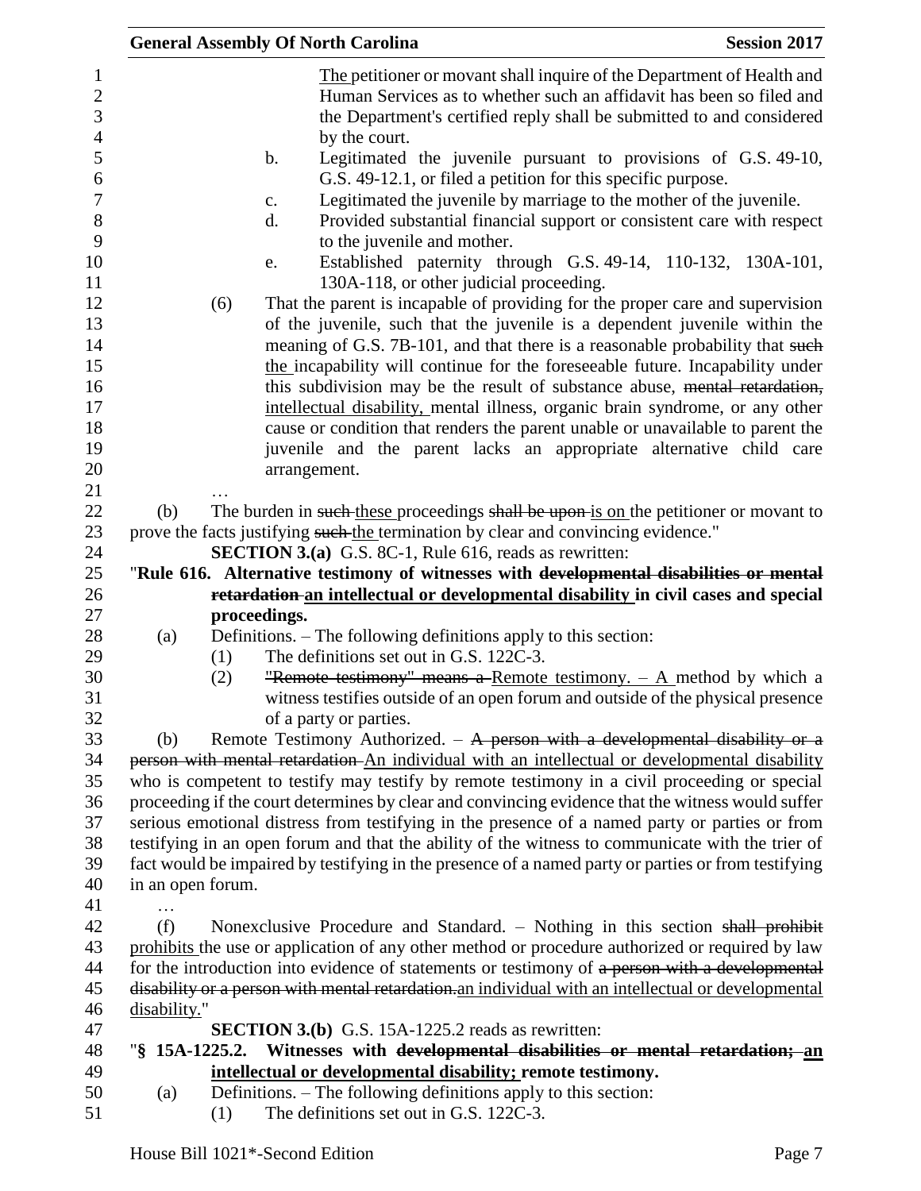The petitioner or movant shall inquire of the Department of Health and Human Services as to whether such an affidavit has been so filed and the Department's certified reply shall be submitted to and considered by the court.

b. Legitimated the juvenile pursuant to provisions of G.S. 49-10, G.S. 49-12.1, or filed a petition for this specific purpose.

c. Legitimated the juvenile by marriage to the mother of the juvenile.

d. Provided substantial financial support or consistent care with respect to the juvenile and mother.

e. Established paternity through G.S. 49-14, 110-132, 130A-101, 130A-118, or other judicial proceeding.

(6) That the parent is incapable of providing for the proper care and supervision of the juvenile, such that the juvenile is a dependent juvenile within the meaning of G.S. 7B-101, and that there is a reasonable probability that ~~such~~ the incapability will continue for the foreseeable future. Incapability under this subdivision may be the result of substance abuse, ~~mental retardation,~~ intellectual disability, mental illness, organic brain syndrome, or any other cause or condition that renders the parent unable or unavailable to parent the juvenile and the parent lacks an appropriate alternative child care arrangement.

…

(b) The burden in ~~such~~ these proceedings ~~shall be upon~~ is on the petitioner or movant to prove the facts justifying ~~such~~ the termination by clear and convincing evidence."

**SECTION 3.(a)** G.S. 8C-1, Rule 616, reads as rewritten:

"**Rule 616. Alternative testimony of witnesses with ~~developmental disabilities or mental retardation~~ an intellectual or developmental disability in civil cases and special proceedings.**

(a) Definitions. – The following definitions apply to this section:

(1) The definitions set out in G.S. 122C-3.

(2) ~~"Remote testimony" means a~~ Remote testimony. – A method by which a witness testifies outside of an open forum and outside of the physical presence of a party or parties.

(b) Remote Testimony Authorized. – ~~A person with a developmental disability or a person with mental retardation~~ An individual with an intellectual or developmental disability who is competent to testify may testify by remote testimony in a civil proceeding or special proceeding if the court determines by clear and convincing evidence that the witness would suffer serious emotional distress from testifying in the presence of a named party or parties or from testifying in an open forum and that the ability of the witness to communicate with the trier of fact would be impaired by testifying in the presence of a named party or parties or from testifying in an open forum.

…

(f) Nonexclusive Procedure and Standard. – Nothing in this section ~~shall prohibit~~ prohibits the use or application of any other method or procedure authorized or required by law for the introduction into evidence of statements or testimony of ~~a person with a developmental disability or a person with mental retardation.~~an individual with an intellectual or developmental disability."

**SECTION 3.(b)** G.S. 15A-1225.2 reads as rewritten:

"**§ 15A-1225.2. Witnesses with ~~developmental disabilities or mental retardation;~~ an intellectual or developmental disability; remote testimony.**

(a) Definitions. – The following definitions apply to this section:

(1) The definitions set out in G.S. 122C-3.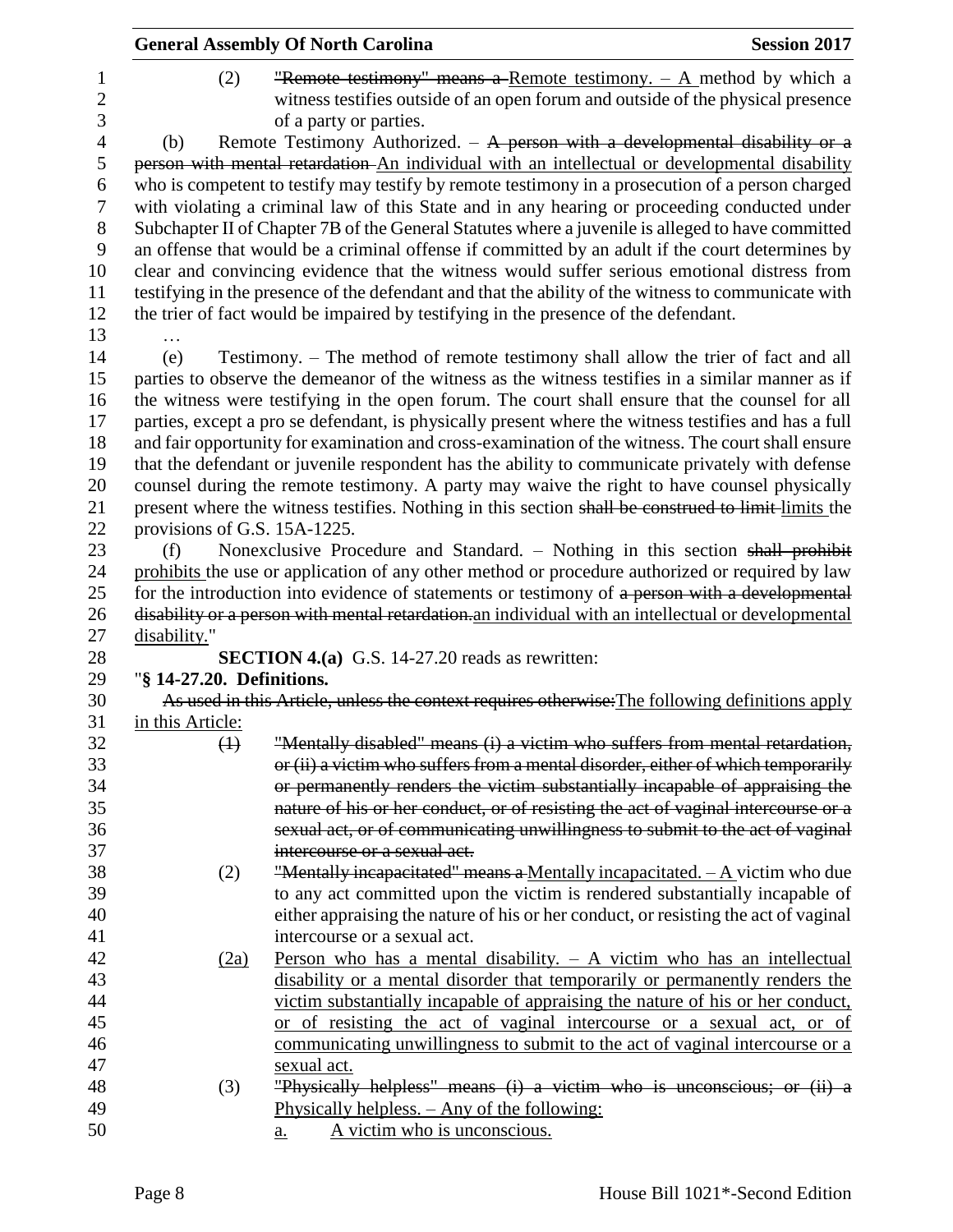(2) "Remote testimony" means a Remote testimony. – A method by which a witness testifies outside of an open forum and outside of the physical presence of a party or parties.

(b) Remote Testimony Authorized. – A person with a developmental disability or a person with mental retardation An individual with an intellectual or developmental disability who is competent to testify may testify by remote testimony in a prosecution of a person charged with violating a criminal law of this State and in any hearing or proceeding conducted under Subchapter II of Chapter 7B of the General Statutes where a juvenile is alleged to have committed an offense that would be a criminal offense if committed by an adult if the court determines by clear and convincing evidence that the witness would suffer serious emotional distress from testifying in the presence of the defendant and that the ability of the witness to communicate with the trier of fact would be impaired by testifying in the presence of the defendant.

…

(e) Testimony. – The method of remote testimony shall allow the trier of fact and all parties to observe the demeanor of the witness as the witness testifies in a similar manner as if the witness were testifying in the open forum. The court shall ensure that the counsel for all parties, except a pro se defendant, is physically present where the witness testifies and has a full and fair opportunity for examination and cross-examination of the witness. The court shall ensure that the defendant or juvenile respondent has the ability to communicate privately with defense counsel during the remote testimony. A party may waive the right to have counsel physically present where the witness testifies. Nothing in this section shall be construed to limit limits the provisions of G.S. 15A-1225.

(f) Nonexclusive Procedure and Standard. – Nothing in this section shall prohibit prohibits the use or application of any other method or procedure authorized or required by law for the introduction into evidence of statements or testimony of a person with a developmental disability or a person with mental retardation.an individual with an intellectual or developmental disability."

**SECTION 4.(a)** G.S. 14-27.20 reads as rewritten:

"**§ 14-27.20. Definitions.**

As used in this Article, unless the context requires otherwise:The following definitions apply in this Article:

(1) "Mentally disabled" means (i) a victim who suffers from mental retardation, or (ii) a victim who suffers from a mental disorder, either of which temporarily or permanently renders the victim substantially incapable of appraising the nature of his or her conduct, or of resisting the act of vaginal intercourse or a sexual act, or of communicating unwillingness to submit to the act of vaginal intercourse or a sexual act.

(2) "Mentally incapacitated" means a Mentally incapacitated. – A victim who due to any act committed upon the victim is rendered substantially incapable of either appraising the nature of his or her conduct, or resisting the act of vaginal intercourse or a sexual act.

(2a) Person who has a mental disability. – A victim who has an intellectual disability or a mental disorder that temporarily or permanently renders the victim substantially incapable of appraising the nature of his or her conduct, or of resisting the act of vaginal intercourse or a sexual act, or of communicating unwillingness to submit to the act of vaginal intercourse or a sexual act.

(3) "Physically helpless" means (i) a victim who is unconscious; or (ii) a Physically helpless. – Any of the following:

a. A victim who is unconscious.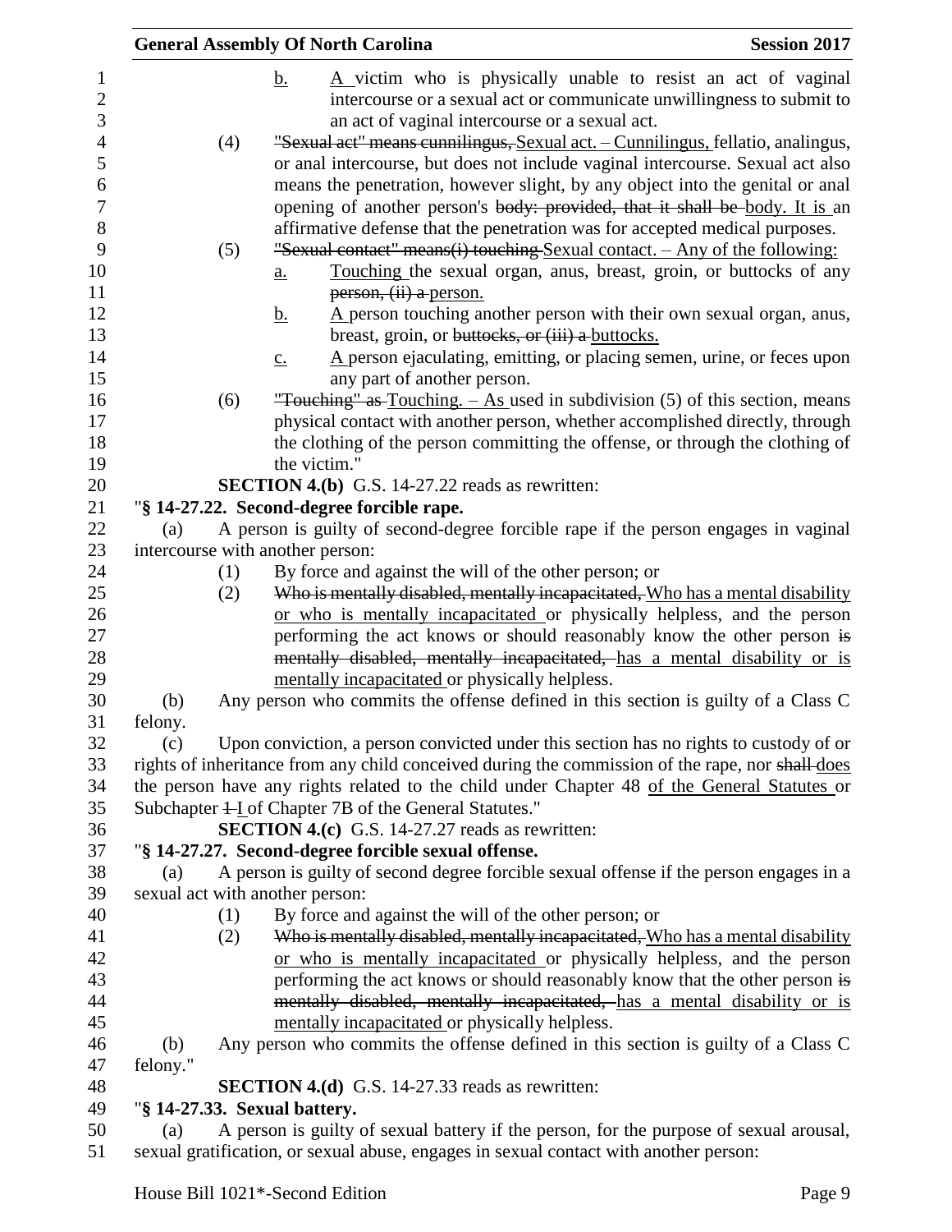b. A victim who is physically unable to resist an act of vaginal intercourse or a sexual act or communicate unwillingness to submit to an act of vaginal intercourse or a sexual act.

(4) ~~"Sexual act" means cunnilingus,~~ Sexual act. – Cunnilingus, fellatio, analingus, or anal intercourse, but does not include vaginal intercourse. Sexual act also means the penetration, however slight, by any object into the genital or anal opening of another person's ~~body: provided, that it shall be~~ body. It is an affirmative defense that the penetration was for accepted medical purposes.

(5) ~~"Sexual contact" means(i) touching~~ Sexual contact. – Any of the following:

a. Touching the sexual organ, anus, breast, groin, or buttocks of any ~~person, (ii) a~~ person.

b. A person touching another person with their own sexual organ, anus, breast, groin, or ~~buttocks, or (iii) a~~ buttocks.

c. A person ejaculating, emitting, or placing semen, urine, or feces upon any part of another person.

(6) ~~"Touching" as~~ Touching. – As used in subdivision (5) of this section, means physical contact with another person, whether accomplished directly, through the clothing of the person committing the offense, or through the clothing of the victim."

**SECTION 4.(b)** G.S. 14-27.22 reads as rewritten:

"**§ 14-27.22. Second-degree forcible rape.**

(a) A person is guilty of second-degree forcible rape if the person engages in vaginal intercourse with another person:

(1) By force and against the will of the other person; or

(2) ~~Who is mentally disabled, mentally incapacitated,~~ Who has a mental disability or who is mentally incapacitated or physically helpless, and the person performing the act knows or should reasonably know the other person ~~is mentally disabled, mentally incapacitated,~~ has a mental disability or is mentally incapacitated or physically helpless.

(b) Any person who commits the offense defined in this section is guilty of a Class C felony.

(c) Upon conviction, a person convicted under this section has no rights to custody of or rights of inheritance from any child conceived during the commission of the rape, nor ~~shall~~ does the person have any rights related to the child under Chapter 48 of the General Statutes or Subchapter ~~1~~ I of Chapter 7B of the General Statutes."

**SECTION 4.(c)** G.S. 14-27.27 reads as rewritten:

"**§ 14-27.27. Second-degree forcible sexual offense.**

(a) A person is guilty of second degree forcible sexual offense if the person engages in a sexual act with another person:

(1) By force and against the will of the other person; or

(2) ~~Who is mentally disabled, mentally incapacitated,~~ Who has a mental disability or who is mentally incapacitated or physically helpless, and the person performing the act knows or should reasonably know that the other person ~~is mentally disabled, mentally incapacitated,~~ has a mental disability or is mentally incapacitated or physically helpless.

(b) Any person who commits the offense defined in this section is guilty of a Class C felony."

**SECTION 4.(d)** G.S. 14-27.33 reads as rewritten:

"**§ 14-27.33. Sexual battery.**

(a) A person is guilty of sexual battery if the person, for the purpose of sexual arousal, sexual gratification, or sexual abuse, engages in sexual contact with another person: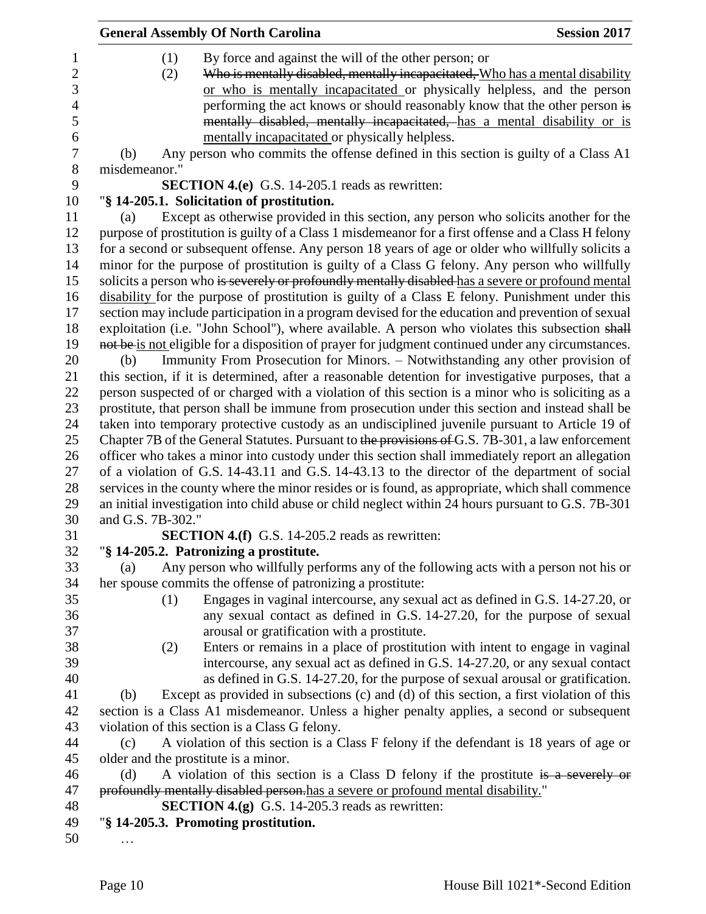(1) By force and against the will of the other person; or

(2) ~~Who is mentally disabled, mentally incapacitated,~~ <u>Who has a mental disability or who is mentally incapacitated</u> or physically helpless, and the person performing the act knows or should reasonably know that the other person ~~is mentally disabled, mentally incapacitated,~~ <u>has a mental disability or is mentally incapacitated</u> or physically helpless.

(b) Any person who commits the offense defined in this section is guilty of a Class A1 misdemeanor."

**SECTION 4.(e)** G.S. 14-205.1 reads as rewritten:

"**§ 14-205.1. Solicitation of prostitution.**

(a) Except as otherwise provided in this section, any person who solicits another for the purpose of prostitution is guilty of a Class 1 misdemeanor for a first offense and a Class H felony for a second or subsequent offense. Any person 18 years of age or older who willfully solicits a minor for the purpose of prostitution is guilty of a Class G felony. Any person who willfully solicits a person who ~~is severely or profoundly mentally disabled~~ <u>has a severe or profound mental disability</u> for the purpose of prostitution is guilty of a Class E felony. Punishment under this section may include participation in a program devised for the education and prevention of sexual exploitation (i.e. "John School"), where available. A person who violates this subsection ~~shall not be~~ <u>is not</u> eligible for a disposition of prayer for judgment continued under any circumstances.

(b) Immunity From Prosecution for Minors. – Notwithstanding any other provision of this section, if it is determined, after a reasonable detention for investigative purposes, that a person suspected of or charged with a violation of this section is a minor who is soliciting as a prostitute, that person shall be immune from prosecution under this section and instead shall be taken into temporary protective custody as an undisciplined juvenile pursuant to Article 19 of Chapter 7B of the General Statutes. Pursuant to ~~the provisions of~~ G.S. 7B-301, a law enforcement officer who takes a minor into custody under this section shall immediately report an allegation of a violation of G.S. 14-43.11 and G.S. 14-43.13 to the director of the department of social services in the county where the minor resides or is found, as appropriate, which shall commence an initial investigation into child abuse or child neglect within 24 hours pursuant to G.S. 7B-301 and G.S. 7B-302."

**SECTION 4.(f)** G.S. 14-205.2 reads as rewritten:

"**§ 14-205.2. Patronizing a prostitute.**

(a) Any person who willfully performs any of the following acts with a person not his or her spouse commits the offense of patronizing a prostitute:

(1) Engages in vaginal intercourse, any sexual act as defined in G.S. 14-27.20, or any sexual contact as defined in G.S. 14-27.20, for the purpose of sexual arousal or gratification with a prostitute.

(2) Enters or remains in a place of prostitution with intent to engage in vaginal intercourse, any sexual act as defined in G.S. 14-27.20, or any sexual contact as defined in G.S. 14-27.20, for the purpose of sexual arousal or gratification.

(b) Except as provided in subsections (c) and (d) of this section, a first violation of this section is a Class A1 misdemeanor. Unless a higher penalty applies, a second or subsequent violation of this section is a Class G felony.

(c) A violation of this section is a Class F felony if the defendant is 18 years of age or older and the prostitute is a minor.

(d) A violation of this section is a Class D felony if the prostitute ~~is a severely or profoundly mentally disabled person.~~<u>has a severe or profound mental disability.</u>"

**SECTION 4.(g)** G.S. 14-205.3 reads as rewritten:

"**§ 14-205.3. Promoting prostitution.**

…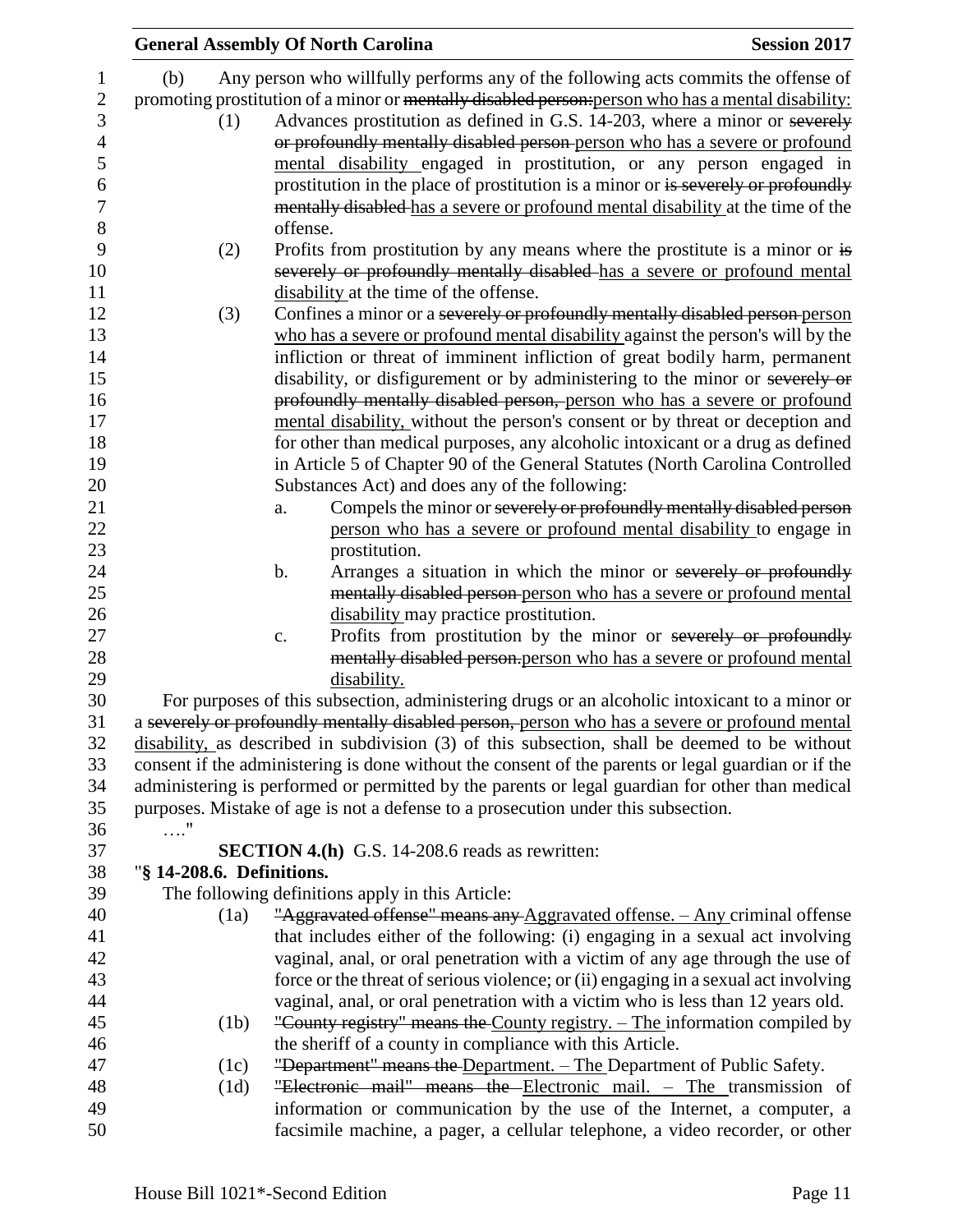(b) Any person who willfully performs any of the following acts commits the offense of promoting prostitution of a minor or ~~mentally disabled person:~~person who has a mental disability:

(1) Advances prostitution as defined in G.S. 14-203, where a minor or ~~severely or profoundly mentally disabled person~~ person who has a severe or profound mental disability engaged in prostitution, or any person engaged in prostitution in the place of prostitution is a minor or ~~is severely or profoundly mentally disabled~~ has a severe or profound mental disability at the time of the offense.

(2) Profits from prostitution by any means where the prostitute is a minor or ~~is severely or profoundly mentally disabled~~ has a severe or profound mental disability at the time of the offense.

(3) Confines a minor or a ~~severely or profoundly mentally disabled person~~ person who has a severe or profound mental disability against the person's will by the infliction or threat of imminent infliction of great bodily harm, permanent disability, or disfigurement or by administering to the minor or ~~severely or profoundly mentally disabled person,~~ person who has a severe or profound mental disability, without the person's consent or by threat or deception and for other than medical purposes, any alcoholic intoxicant or a drug as defined in Article 5 of Chapter 90 of the General Statutes (North Carolina Controlled Substances Act) and does any of the following:

a. Compels the minor or ~~severely or profoundly mentally disabled person~~ person who has a severe or profound mental disability to engage in prostitution.

b. Arranges a situation in which the minor or ~~severely or profoundly mentally disabled person~~ person who has a severe or profound mental disability may practice prostitution.

c. Profits from prostitution by the minor or ~~severely or profoundly mentally disabled person.~~person who has a severe or profound mental disability.

For purposes of this subsection, administering drugs or an alcoholic intoxicant to a minor or a ~~severely or profoundly mentally disabled person,~~ person who has a severe or profound mental disability, as described in subdivision (3) of this subsection, shall be deemed to be without consent if the administering is done without the consent of the parents or legal guardian or if the administering is performed or permitted by the parents or legal guardian for other than medical purposes. Mistake of age is not a defense to a prosecution under this subsection.

…."

**SECTION 4.(h)** G.S. 14-208.6 reads as rewritten:

"**§ 14-208.6. Definitions.**

The following definitions apply in this Article:

(1a) ~~"Aggravated offense" means any~~ Aggravated offense. – Any criminal offense that includes either of the following: (i) engaging in a sexual act involving vaginal, anal, or oral penetration with a victim of any age through the use of force or the threat of serious violence; or (ii) engaging in a sexual act involving vaginal, anal, or oral penetration with a victim who is less than 12 years old.

(1b) ~~"County registry" means the~~ County registry. – The information compiled by the sheriff of a county in compliance with this Article.

(1c) ~~"Department" means the~~ Department. – The Department of Public Safety.

(1d) ~~"Electronic mail" means the~~ Electronic mail. – The transmission of information or communication by the use of the Internet, a computer, a facsimile machine, a pager, a cellular telephone, a video recorder, or other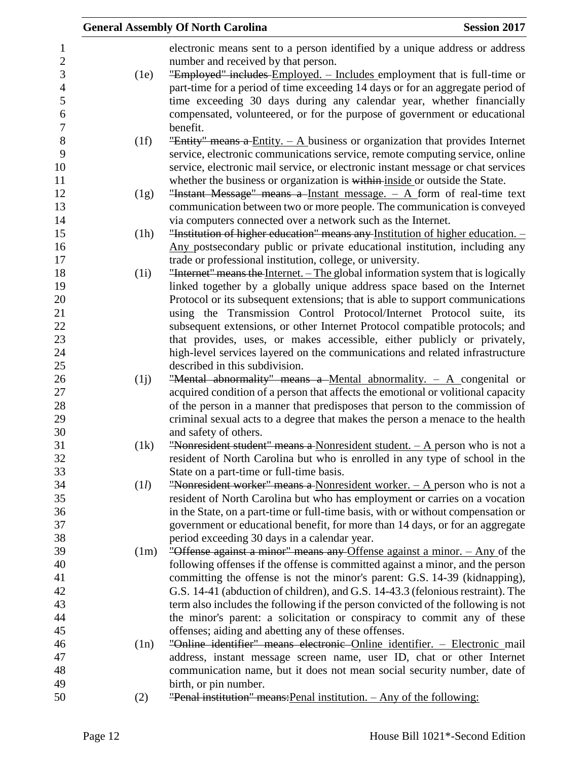electronic means sent to a person identified by a unique address or address number and received by that person.

(1e) ~~"Employed" includes~~ Employed. – Includes employment that is full-time or part-time for a period of time exceeding 14 days or for an aggregate period of time exceeding 30 days during any calendar year, whether financially compensated, volunteered, or for the purpose of government or educational benefit.

(1f) ~~"Entity" means a~~ Entity. – A business or organization that provides Internet service, electronic communications service, remote computing service, online service, electronic mail service, or electronic instant message or chat services whether the business or organization is ~~within~~ inside or outside the State.

(1g) ~~"Instant Message" means a~~ Instant message. – A form of real-time text communication between two or more people. The communication is conveyed via computers connected over a network such as the Internet.

(1h) ~~"Institution of higher education" means any~~ Institution of higher education. – Any postsecondary public or private educational institution, including any trade or professional institution, college, or university.

(1i) ~~"Internet" means the~~ Internet. – The global information system that is logically linked together by a globally unique address space based on the Internet Protocol or its subsequent extensions; that is able to support communications using the Transmission Control Protocol/Internet Protocol suite, its subsequent extensions, or other Internet Protocol compatible protocols; and that provides, uses, or makes accessible, either publicly or privately, high-level services layered on the communications and related infrastructure described in this subdivision.

(1j) ~~"Mental abnormality" means a~~ Mental abnormality. – A congenital or acquired condition of a person that affects the emotional or volitional capacity of the person in a manner that predisposes that person to the commission of criminal sexual acts to a degree that makes the person a menace to the health and safety of others.

(1k) ~~"Nonresident student" means a~~ Nonresident student. – A person who is not a resident of North Carolina but who is enrolled in any type of school in the State on a part-time or full-time basis.

(1*l*) ~~"Nonresident worker" means a~~ Nonresident worker. – A person who is not a resident of North Carolina but who has employment or carries on a vocation in the State, on a part-time or full-time basis, with or without compensation or government or educational benefit, for more than 14 days, or for an aggregate period exceeding 30 days in a calendar year.

(1m) ~~"Offense against a minor" means any~~ Offense against a minor. – Any of the following offenses if the offense is committed against a minor, and the person committing the offense is not the minor's parent: G.S. 14-39 (kidnapping), G.S. 14-41 (abduction of children), and G.S. 14-43.3 (felonious restraint). The term also includes the following if the person convicted of the following is not the minor's parent: a solicitation or conspiracy to commit any of these offenses; aiding and abetting any of these offenses.

(1n) ~~"Online identifier" means electronic~~ Online identifier. – Electronic mail address, instant message screen name, user ID, chat or other Internet communication name, but it does not mean social security number, date of birth, or pin number.

(2) ~~"Penal institution" means:~~Penal institution. – Any of the following: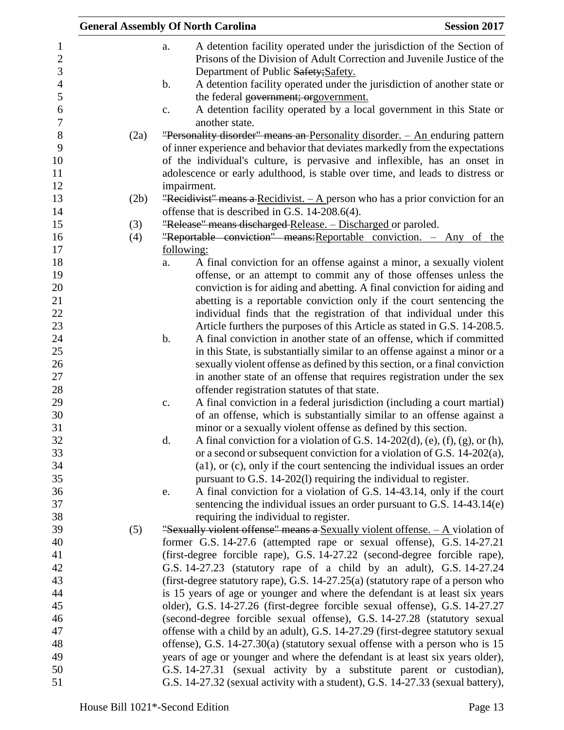a. A detention facility operated under the jurisdiction of the Section of Prisons of the Division of Adult Correction and Juvenile Justice of the Department of Public ~~Safety;~~Safety.

b. A detention facility operated under the jurisdiction of another state or the federal ~~government; or~~government.

c. A detention facility operated by a local government in this State or another state.

(2a) ~~"Personality disorder" means an~~ Personality disorder. – An enduring pattern of inner experience and behavior that deviates markedly from the expectations of the individual's culture, is pervasive and inflexible, has an onset in adolescence or early adulthood, is stable over time, and leads to distress or impairment.

(2b) ~~"Recidivist" means a~~ Recidivist. – A person who has a prior conviction for an offense that is described in G.S. 14-208.6(4).

(3) ~~"Release" means discharged~~ Release. – Discharged or paroled.

(4) ~~"Reportable conviction" means:~~Reportable conviction. – Any of the following:

a. A final conviction for an offense against a minor, a sexually violent offense, or an attempt to commit any of those offenses unless the conviction is for aiding and abetting. A final conviction for aiding and abetting is a reportable conviction only if the court sentencing the individual finds that the registration of that individual under this Article furthers the purposes of this Article as stated in G.S. 14-208.5.

b. A final conviction in another state of an offense, which if committed in this State, is substantially similar to an offense against a minor or a sexually violent offense as defined by this section, or a final conviction in another state of an offense that requires registration under the sex offender registration statutes of that state.

c. A final conviction in a federal jurisdiction (including a court martial) of an offense, which is substantially similar to an offense against a minor or a sexually violent offense as defined by this section.

d. A final conviction for a violation of G.S. 14-202(d), (e), (f), (g), or (h), or a second or subsequent conviction for a violation of G.S. 14-202(a), (a1), or (c), only if the court sentencing the individual issues an order pursuant to G.S. 14-202(l) requiring the individual to register.

e. A final conviction for a violation of G.S. 14-43.14, only if the court sentencing the individual issues an order pursuant to G.S. 14-43.14(e) requiring the individual to register.

(5) ~~"Sexually violent offense" means a~~ Sexually violent offense. – A violation of former G.S. 14-27.6 (attempted rape or sexual offense), G.S. 14-27.21 (first-degree forcible rape), G.S. 14-27.22 (second-degree forcible rape), G.S. 14-27.23 (statutory rape of a child by an adult), G.S. 14-27.24 (first-degree statutory rape), G.S. 14-27.25(a) (statutory rape of a person who is 15 years of age or younger and where the defendant is at least six years older), G.S. 14-27.26 (first-degree forcible sexual offense), G.S. 14-27.27 (second-degree forcible sexual offense), G.S. 14-27.28 (statutory sexual offense with a child by an adult), G.S. 14-27.29 (first-degree statutory sexual offense), G.S. 14-27.30(a) (statutory sexual offense with a person who is 15 years of age or younger and where the defendant is at least six years older), G.S. 14-27.31 (sexual activity by a substitute parent or custodian), G.S. 14-27.32 (sexual activity with a student), G.S. 14-27.33 (sexual battery),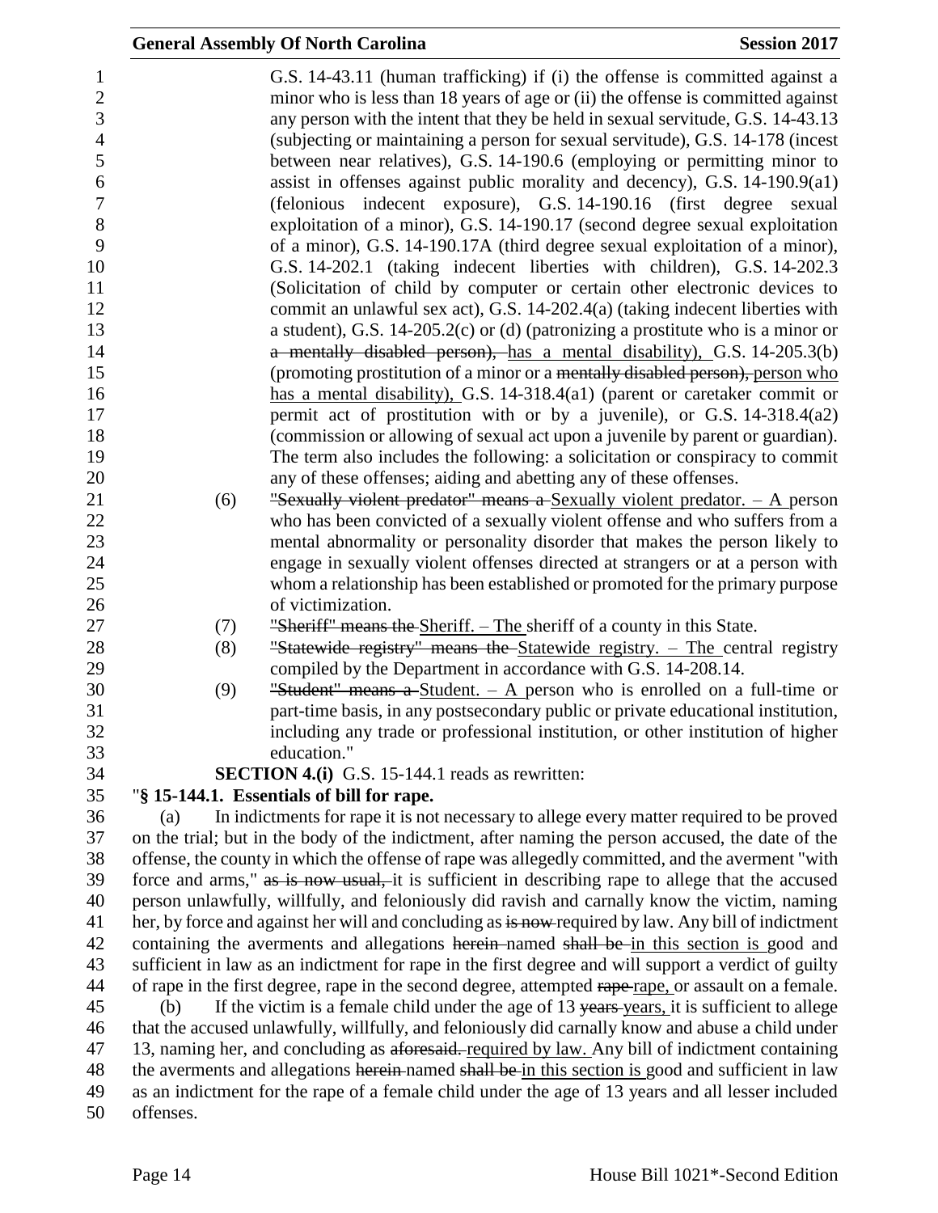G.S. 14-43.11 (human trafficking) if (i) the offense is committed against a minor who is less than 18 years of age or (ii) the offense is committed against any person with the intent that they be held in sexual servitude, G.S. 14-43.13 (subjecting or maintaining a person for sexual servitude), G.S. 14-178 (incest between near relatives), G.S. 14-190.6 (employing or permitting minor to assist in offenses against public morality and decency), G.S. 14-190.9(a1) (felonious indecent exposure), G.S. 14-190.16 (first degree sexual exploitation of a minor), G.S. 14-190.17 (second degree sexual exploitation of a minor), G.S. 14-190.17A (third degree sexual exploitation of a minor), G.S. 14-202.1 (taking indecent liberties with children), G.S. 14-202.3 (Solicitation of child by computer or certain other electronic devices to commit an unlawful sex act), G.S. 14-202.4(a) (taking indecent liberties with a student), G.S. 14-205.2(c) or (d) (patronizing a prostitute who is a minor or ~~a mentally disabled person),~~ has a mental disability), G.S. 14-205.3(b) (promoting prostitution of a minor or a ~~mentally disabled person),~~ person who has a mental disability), G.S. 14-318.4(a1) (parent or caretaker commit or permit act of prostitution with or by a juvenile), or G.S. 14-318.4(a2) (commission or allowing of sexual act upon a juvenile by parent or guardian). The term also includes the following: a solicitation or conspiracy to commit any of these offenses; aiding and abetting any of these offenses.

(6) ~~"Sexually violent predator" means a~~ Sexually violent predator. – A person who has been convicted of a sexually violent offense and who suffers from a mental abnormality or personality disorder that makes the person likely to engage in sexually violent offenses directed at strangers or at a person with whom a relationship has been established or promoted for the primary purpose of victimization.

(7) ~~"Sheriff" means the~~ Sheriff. – The sheriff of a county in this State.

(8) ~~"Statewide registry" means the~~ Statewide registry. – The central registry compiled by the Department in accordance with G.S. 14-208.14.

(9) ~~"Student" means a~~ Student. – A person who is enrolled on a full-time or part-time basis, in any postsecondary public or private educational institution, including any trade or professional institution, or other institution of higher education."

**SECTION 4.(i)** G.S. 15-144.1 reads as rewritten:

"**§ 15-144.1. Essentials of bill for rape.**

(a) In indictments for rape it is not necessary to allege every matter required to be proved on the trial; but in the body of the indictment, after naming the person accused, the date of the offense, the county in which the offense of rape was allegedly committed, and the averment "with force and arms," ~~as is now usual,~~ it is sufficient in describing rape to allege that the accused person unlawfully, willfully, and feloniously did ravish and carnally know the victim, naming her, by force and against her will and concluding as ~~is now~~ required by law. Any bill of indictment containing the averments and allegations ~~herein~~ named ~~shall be~~ in this section is good and sufficient in law as an indictment for rape in the first degree and will support a verdict of guilty of rape in the first degree, rape in the second degree, attempted ~~rape~~ rape, or assault on a female.

(b) If the victim is a female child under the age of 13 ~~years~~ years, it is sufficient to allege that the accused unlawfully, willfully, and feloniously did carnally know and abuse a child under 13, naming her, and concluding as ~~aforesaid.~~ required by law. Any bill of indictment containing the averments and allegations ~~herein~~ named ~~shall be~~ in this section is good and sufficient in law as an indictment for the rape of a female child under the age of 13 years and all lesser included offenses.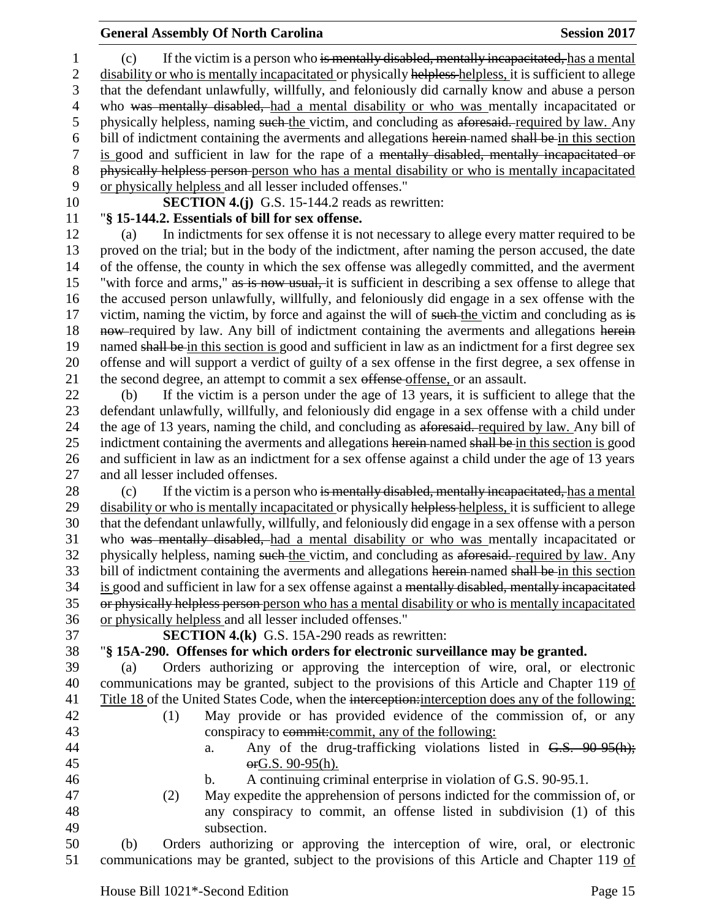(c) If the victim is a person who ~~is mentally disabled, mentally incapacitated,~~ has a mental disability or who is mentally incapacitated or physically ~~helpless~~ helpless, it is sufficient to allege that the defendant unlawfully, willfully, and feloniously did carnally know and abuse a person who ~~was mentally disabled,~~ had a mental disability or who was mentally incapacitated or physically helpless, naming ~~such~~ the victim, and concluding as ~~aforesaid.~~ required by law. Any bill of indictment containing the averments and allegations ~~herein~~ named ~~shall be~~ in this section is good and sufficient in law for the rape of a ~~mentally disabled, mentally incapacitated or physically helpless person~~ person who has a mental disability or who is mentally incapacitated or physically helpless and all lesser included offenses."

**SECTION 4.(j)** G.S. 15-144.2 reads as rewritten:

"**§ 15-144.2. Essentials of bill for sex offense.**

(a) In indictments for sex offense it is not necessary to allege every matter required to be proved on the trial; but in the body of the indictment, after naming the person accused, the date of the offense, the county in which the sex offense was allegedly committed, and the averment "with force and arms," ~~as is now usual,~~ it is sufficient in describing a sex offense to allege that the accused person unlawfully, willfully, and feloniously did engage in a sex offense with the victim, naming the victim, by force and against the will of ~~such~~ the victim and concluding as ~~is now~~ required by law. Any bill of indictment containing the averments and allegations ~~herein~~ named ~~shall be~~ in this section is good and sufficient in law as an indictment for a first degree sex offense and will support a verdict of guilty of a sex offense in the first degree, a sex offense in the second degree, an attempt to commit a sex ~~offense~~ offense, or an assault.

(b) If the victim is a person under the age of 13 years, it is sufficient to allege that the defendant unlawfully, willfully, and feloniously did engage in a sex offense with a child under the age of 13 years, naming the child, and concluding as ~~aforesaid.~~ required by law. Any bill of indictment containing the averments and allegations ~~herein~~ named ~~shall be~~ in this section is good and sufficient in law as an indictment for a sex offense against a child under the age of 13 years and all lesser included offenses.

(c) If the victim is a person who ~~is mentally disabled, mentally incapacitated,~~ has a mental disability or who is mentally incapacitated or physically ~~helpless~~ helpless, it is sufficient to allege that the defendant unlawfully, willfully, and feloniously did engage in a sex offense with a person who ~~was mentally disabled,~~ had a mental disability or who was mentally incapacitated or physically helpless, naming ~~such~~ the victim, and concluding as ~~aforesaid.~~ required by law. Any bill of indictment containing the averments and allegations ~~herein~~ named ~~shall be~~ in this section is good and sufficient in law for a sex offense against a ~~mentally disabled, mentally incapacitated or physically helpless person~~ person who has a mental disability or who is mentally incapacitated or physically helpless and all lesser included offenses."

**SECTION 4.(k)** G.S. 15A-290 reads as rewritten:

"**§ 15A-290. Offenses for which orders for electronic surveillance may be granted.**

(a) Orders authorizing or approving the interception of wire, oral, or electronic communications may be granted, subject to the provisions of this Article and Chapter 119 of Title 18 of the United States Code, when the ~~interception:~~ interception does any of the following:

(1) May provide or has provided evidence of the commission of, or any conspiracy to ~~commit:~~ commit, any of the following:

a. Any of the drug-trafficking violations listed in ~~G.S. 90-95(h); or~~ G.S. 90-95(h).

b. A continuing criminal enterprise in violation of G.S. 90-95.1.

(2) May expedite the apprehension of persons indicted for the commission of, or any conspiracy to commit, an offense listed in subdivision (1) of this subsection.

(b) Orders authorizing or approving the interception of wire, oral, or electronic communications may be granted, subject to the provisions of this Article and Chapter 119 of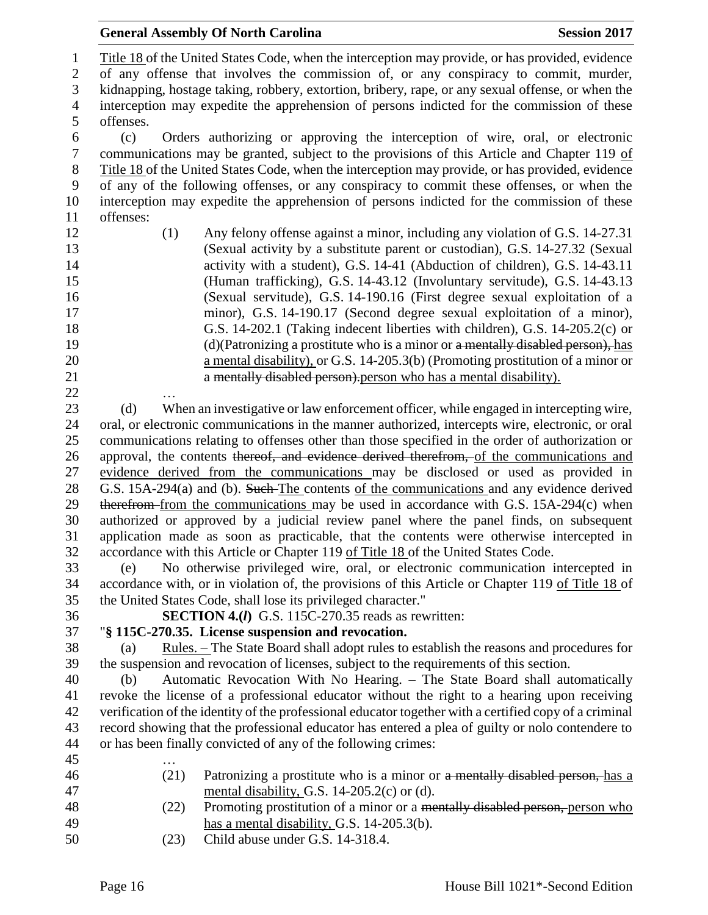Title 18 of the United States Code, when the interception may provide, or has provided, evidence of any offense that involves the commission of, or any conspiracy to commit, murder, kidnapping, hostage taking, robbery, extortion, bribery, rape, or any sexual offense, or when the interception may expedite the apprehension of persons indicted for the commission of these offenses.

(c) Orders authorizing or approving the interception of wire, oral, or electronic communications may be granted, subject to the provisions of this Article and Chapter 119 of Title 18 of the United States Code, when the interception may provide, or has provided, evidence of any of the following offenses, or any conspiracy to commit these offenses, or when the interception may expedite the apprehension of persons indicted for the commission of these offenses:

(1) Any felony offense against a minor, including any violation of G.S. 14-27.31 (Sexual activity by a substitute parent or custodian), G.S. 14-27.32 (Sexual activity with a student), G.S. 14-41 (Abduction of children), G.S. 14-43.11 (Human trafficking), G.S. 14-43.12 (Involuntary servitude), G.S. 14-43.13 (Sexual servitude), G.S. 14-190.16 (First degree sexual exploitation of a minor), G.S. 14-190.17 (Second degree sexual exploitation of a minor), G.S. 14-202.1 (Taking indecent liberties with children), G.S. 14-205.2(c) or (d)(Patronizing a prostitute who is a minor or ~~a mentally disabled person),~~ has a mental disability), or G.S. 14-205.3(b) (Promoting prostitution of a minor or a ~~mentally disabled person).~~person who has a mental disability).

…

(d) When an investigative or law enforcement officer, while engaged in intercepting wire, oral, or electronic communications in the manner authorized, intercepts wire, electronic, or oral communications relating to offenses other than those specified in the order of authorization or approval, the contents ~~thereof, and evidence derived therefrom,~~ of the communications and evidence derived from the communications may be disclosed or used as provided in G.S. 15A-294(a) and (b). ~~Such~~ The contents of the communications and any evidence derived ~~therefrom~~ from the communications may be used in accordance with G.S. 15A-294(c) when authorized or approved by a judicial review panel where the panel finds, on subsequent application made as soon as practicable, that the contents were otherwise intercepted in accordance with this Article or Chapter 119 of Title 18 of the United States Code.

(e) No otherwise privileged wire, oral, or electronic communication intercepted in accordance with, or in violation of, the provisions of this Article or Chapter 119 of Title 18 of the United States Code, shall lose its privileged character."

**SECTION 4.(*l*)** G.S. 115C-270.35 reads as rewritten:

"**§ 115C-270.35. License suspension and revocation.**

(a) Rules. – The State Board shall adopt rules to establish the reasons and procedures for the suspension and revocation of licenses, subject to the requirements of this section.

(b) Automatic Revocation With No Hearing. – The State Board shall automatically revoke the license of a professional educator without the right to a hearing upon receiving verification of the identity of the professional educator together with a certified copy of a criminal record showing that the professional educator has entered a plea of guilty or nolo contendere to or has been finally convicted of any of the following crimes:

…

(21) Patronizing a prostitute who is a minor or ~~a mentally disabled person,~~ has a mental disability, G.S. 14-205.2(c) or (d).

(22) Promoting prostitution of a minor or a ~~mentally disabled person,~~ person who has a mental disability, G.S. 14-205.3(b).

(23) Child abuse under G.S. 14-318.4.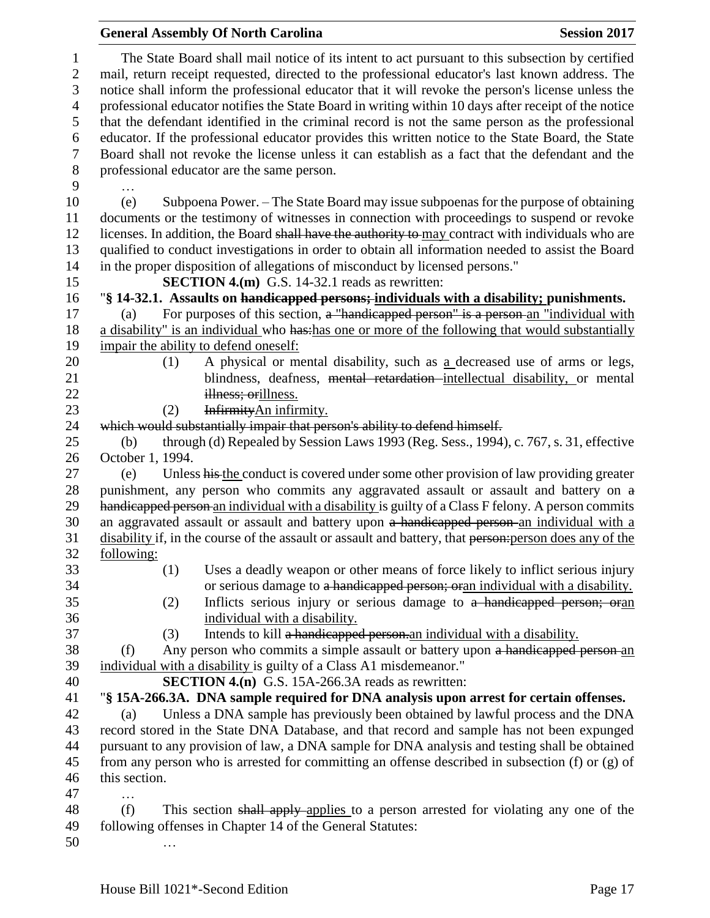The State Board shall mail notice of its intent to act pursuant to this subsection by certified mail, return receipt requested, directed to the professional educator's last known address. The notice shall inform the professional educator that it will revoke the person's license unless the professional educator notifies the State Board in writing within 10 days after receipt of the notice that the defendant identified in the criminal record is not the same person as the professional educator. If the professional educator provides this written notice to the State Board, the State Board shall not revoke the license unless it can establish as a fact that the defendant and the professional educator are the same person.

…

(e) Subpoena Power. – The State Board may issue subpoenas for the purpose of obtaining documents or the testimony of witnesses in connection with proceedings to suspend or revoke licenses. In addition, the Board ~~shall have the authority to~~ may contract with individuals who are qualified to conduct investigations in order to obtain all information needed to assist the Board in the proper disposition of allegations of misconduct by licensed persons."

**SECTION 4.(m)** G.S. 14-32.1 reads as rewritten:

"**§ 14-32.1. Assaults on ~~handicapped persons;~~ individuals with a disability; punishments.**

(a) For purposes of this section, ~~a "handicapped person" is a person~~ an "individual with a disability" is an individual who ~~has:~~has one or more of the following that would substantially impair the ability to defend oneself:

(1) A physical or mental disability, such as a decreased use of arms or legs, blindness, deafness, ~~mental retardation~~ intellectual disability, or mental ~~illness; or~~illness.

(2) ~~Infirmity~~An infirmity.

~~which would substantially impair that person's ability to defend himself.~~

(b) through (d) Repealed by Session Laws 1993 (Reg. Sess., 1994), c. 767, s. 31, effective October 1, 1994.

(e) Unless ~~his~~ the conduct is covered under some other provision of law providing greater punishment, any person who commits any aggravated assault or assault and battery on ~~a handicapped person~~ an individual with a disability is guilty of a Class F felony. A person commits an aggravated assault or assault and battery upon ~~a handicapped person~~ an individual with a disability if, in the course of the assault or assault and battery, that ~~person:~~person does any of the following:

(1) Uses a deadly weapon or other means of force likely to inflict serious injury or serious damage to ~~a handicapped person; or~~an individual with a disability.

(2) Inflicts serious injury or serious damage to ~~a handicapped person; or~~an individual with a disability.

(3) Intends to kill ~~a handicapped person.~~an individual with a disability.

(f) Any person who commits a simple assault or battery upon ~~a handicapped person~~ an individual with a disability is guilty of a Class A1 misdemeanor."

**SECTION 4.(n)** G.S. 15A-266.3A reads as rewritten:

"**§ 15A-266.3A. DNA sample required for DNA analysis upon arrest for certain offenses.**

(a) Unless a DNA sample has previously been obtained by lawful process and the DNA record stored in the State DNA Database, and that record and sample has not been expunged pursuant to any provision of law, a DNA sample for DNA analysis and testing shall be obtained from any person who is arrested for committing an offense described in subsection (f) or (g) of this section.

…

(f) This section ~~shall apply~~ applies to a person arrested for violating any one of the following offenses in Chapter 14 of the General Statutes:

…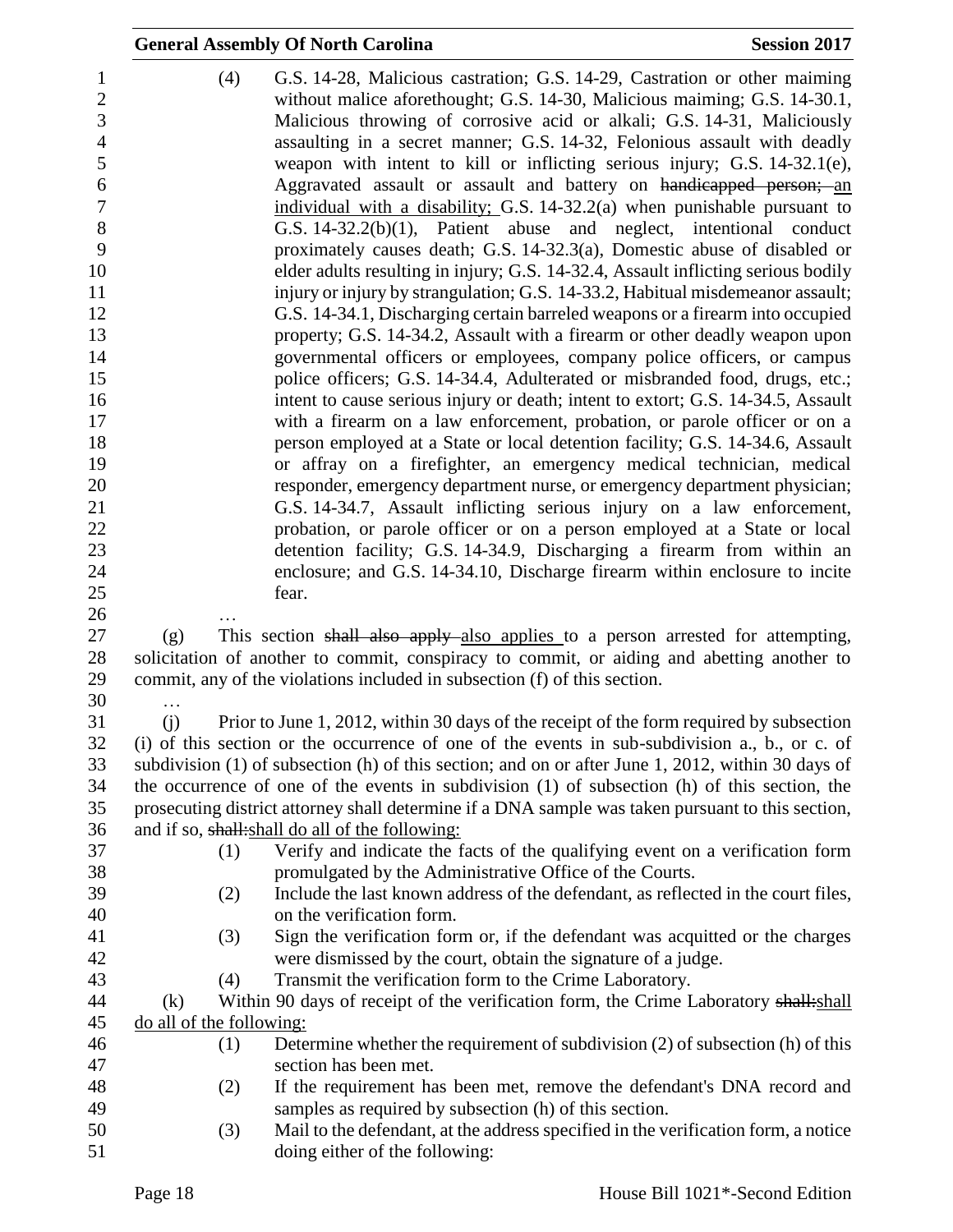(4) G.S. 14-28, Malicious castration; G.S. 14-29, Castration or other maiming without malice aforethought; G.S. 14-30, Malicious maiming; G.S. 14-30.1, Malicious throwing of corrosive acid or alkali; G.S. 14-31, Maliciously assaulting in a secret manner; G.S. 14-32, Felonious assault with deadly weapon with intent to kill or inflicting serious injury; G.S. 14-32.1(e), Aggravated assault or assault and battery on ~~handicapped person;~~ an individual with a disability; G.S. 14-32.2(a) when punishable pursuant to G.S. 14-32.2(b)(1), Patient abuse and neglect, intentional conduct proximately causes death; G.S. 14-32.3(a), Domestic abuse of disabled or elder adults resulting in injury; G.S. 14-32.4, Assault inflicting serious bodily injury or injury by strangulation; G.S. 14-33.2, Habitual misdemeanor assault; G.S. 14-34.1, Discharging certain barreled weapons or a firearm into occupied property; G.S. 14-34.2, Assault with a firearm or other deadly weapon upon governmental officers or employees, company police officers, or campus police officers; G.S. 14-34.4, Adulterated or misbranded food, drugs, etc.; intent to cause serious injury or death; intent to extort; G.S. 14-34.5, Assault with a firearm on a law enforcement, probation, or parole officer or on a person employed at a State or local detention facility; G.S. 14-34.6, Assault or affray on a firefighter, an emergency medical technician, medical responder, emergency department nurse, or emergency department physician; G.S. 14-34.7, Assault inflicting serious injury on a law enforcement, probation, or parole officer or on a person employed at a State or local detention facility; G.S. 14-34.9, Discharging a firearm from within an enclosure; and G.S. 14-34.10, Discharge firearm within enclosure to incite fear.

…

(g) This section ~~shall also apply~~ also applies to a person arrested for attempting, solicitation of another to commit, conspiracy to commit, or aiding and abetting another to commit, any of the violations included in subsection (f) of this section.

…

(j) Prior to June 1, 2012, within 30 days of the receipt of the form required by subsection (i) of this section or the occurrence of one of the events in sub-subdivision a., b., or c. of subdivision (1) of subsection (h) of this section; and on or after June 1, 2012, within 30 days of the occurrence of one of the events in subdivision (1) of subsection (h) of this section, the prosecuting district attorney shall determine if a DNA sample was taken pursuant to this section, and if so, ~~shall:~~shall do all of the following:

(1) Verify and indicate the facts of the qualifying event on a verification form promulgated by the Administrative Office of the Courts.

(2) Include the last known address of the defendant, as reflected in the court files, on the verification form.

(3) Sign the verification form or, if the defendant was acquitted or the charges were dismissed by the court, obtain the signature of a judge.

(4) Transmit the verification form to the Crime Laboratory.

(k) Within 90 days of receipt of the verification form, the Crime Laboratory ~~shall:~~shall do all of the following:

(1) Determine whether the requirement of subdivision (2) of subsection (h) of this section has been met.

(2) If the requirement has been met, remove the defendant's DNA record and samples as required by subsection (h) of this section.

(3) Mail to the defendant, at the address specified in the verification form, a notice doing either of the following: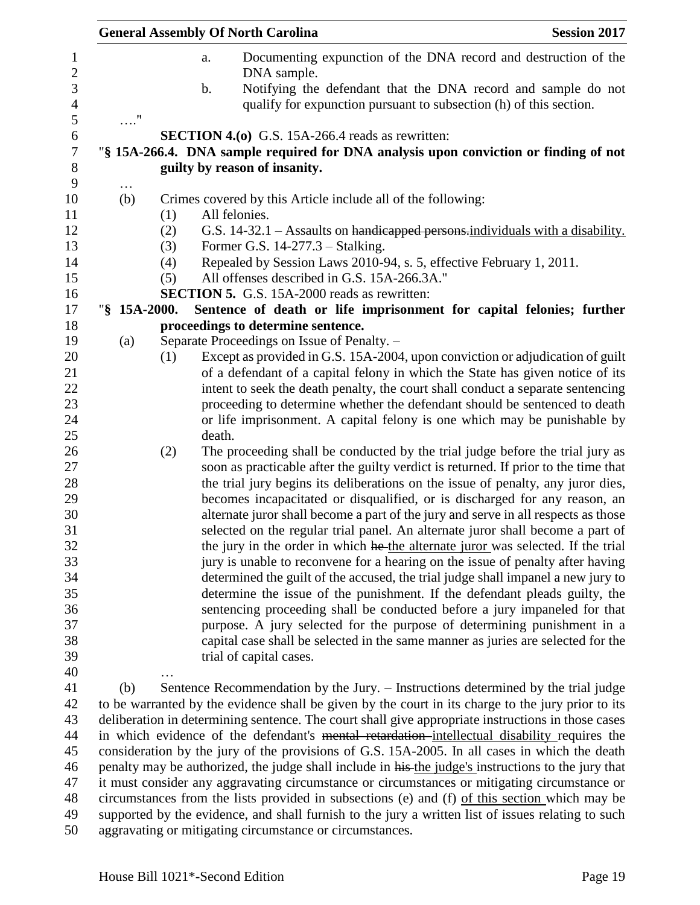a. Documenting expunction of the DNA record and destruction of the DNA sample.

b. Notifying the defendant that the DNA record and sample do not qualify for expunction pursuant to subsection (h) of this section.

…."

**SECTION 4.(o)** G.S. 15A-266.4 reads as rewritten:

"**§ 15A-266.4. DNA sample required for DNA analysis upon conviction or finding of not guilty by reason of insanity.**

…

(b) Crimes covered by this Article include all of the following:

(1) All felonies.

(2) G.S. 14-32.1 – Assaults on ~~handicapped persons.~~individuals with a disability.

(3) Former G.S. 14-277.3 – Stalking.

(4) Repealed by Session Laws 2010-94, s. 5, effective February 1, 2011.

(5) All offenses described in G.S. 15A-266.3A."

**SECTION 5.** G.S. 15A-2000 reads as rewritten:

"**§ 15A-2000. Sentence of death or life imprisonment for capital felonies; further proceedings to determine sentence.**

(a) Separate Proceedings on Issue of Penalty. –

(1) Except as provided in G.S. 15A-2004, upon conviction or adjudication of guilt of a defendant of a capital felony in which the State has given notice of its intent to seek the death penalty, the court shall conduct a separate sentencing proceeding to determine whether the defendant should be sentenced to death or life imprisonment. A capital felony is one which may be punishable by death.

(2) The proceeding shall be conducted by the trial judge before the trial jury as soon as practicable after the guilty verdict is returned. If prior to the time that the trial jury begins its deliberations on the issue of penalty, any juror dies, becomes incapacitated or disqualified, or is discharged for any reason, an alternate juror shall become a part of the jury and serve in all respects as those selected on the regular trial panel. An alternate juror shall become a part of the jury in the order in which ~~he~~ the alternate juror was selected. If the trial jury is unable to reconvene for a hearing on the issue of penalty after having determined the guilt of the accused, the trial judge shall impanel a new jury to determine the issue of the punishment. If the defendant pleads guilty, the sentencing proceeding shall be conducted before a jury impaneled for that purpose. A jury selected for the purpose of determining punishment in a capital case shall be selected in the same manner as juries are selected for the trial of capital cases.

…

(b) Sentence Recommendation by the Jury. – Instructions determined by the trial judge to be warranted by the evidence shall be given by the court in its charge to the jury prior to its deliberation in determining sentence. The court shall give appropriate instructions in those cases in which evidence of the defendant's ~~mental retardation~~ intellectual disability requires the consideration by the jury of the provisions of G.S. 15A-2005. In all cases in which the death penalty may be authorized, the judge shall include in ~~his~~ the judge's instructions to the jury that it must consider any aggravating circumstance or circumstances or mitigating circumstance or circumstances from the lists provided in subsections (e) and (f) of this section which may be supported by the evidence, and shall furnish to the jury a written list of issues relating to such aggravating or mitigating circumstance or circumstances.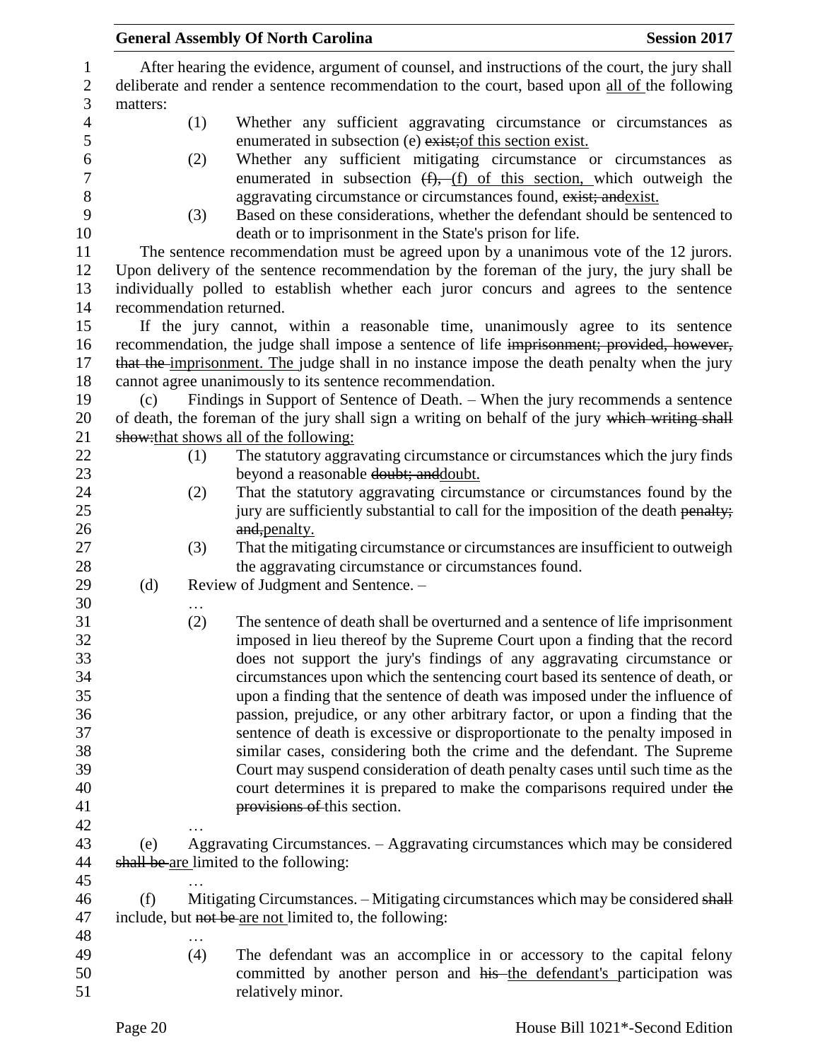After hearing the evidence, argument of counsel, and instructions of the court, the jury shall deliberate and render a sentence recommendation to the court, based upon <u>all of</u> the following matters:

(1) Whether any sufficient aggravating circumstance or circumstances as enumerated in subsection (e) ~~exist;~~<u>of this section exist.</u>

(2) Whether any sufficient mitigating circumstance or circumstances as enumerated in subsection ~~(f),~~ <u>(f) of this section,</u> which outweigh the aggravating circumstance or circumstances found, ~~exist; and~~<u>exist.</u>

(3) Based on these considerations, whether the defendant should be sentenced to death or to imprisonment in the State's prison for life.

The sentence recommendation must be agreed upon by a unanimous vote of the 12 jurors. Upon delivery of the sentence recommendation by the foreman of the jury, the jury shall be individually polled to establish whether each juror concurs and agrees to the sentence recommendation returned.

If the jury cannot, within a reasonable time, unanimously agree to its sentence recommendation, the judge shall impose a sentence of life ~~imprisonment; provided, however, that the~~ <u>imprisonment. The</u> judge shall in no instance impose the death penalty when the jury cannot agree unanimously to its sentence recommendation.

(c) Findings in Support of Sentence of Death. – When the jury recommends a sentence of death, the foreman of the jury shall sign a writing on behalf of the jury ~~which writing shall show:~~<u>that shows all of the following:</u>

(1) The statutory aggravating circumstance or circumstances which the jury finds beyond a reasonable ~~doubt; and~~<u>doubt.</u>

(2) That the statutory aggravating circumstance or circumstances found by the jury are sufficiently substantial to call for the imposition of the death ~~penalty; and,~~<u>penalty.</u>

(3) That the mitigating circumstance or circumstances are insufficient to outweigh the aggravating circumstance or circumstances found.

(d) Review of Judgment and Sentence. –

…

(2) The sentence of death shall be overturned and a sentence of life imprisonment imposed in lieu thereof by the Supreme Court upon a finding that the record does not support the jury's findings of any aggravating circumstance or circumstances upon which the sentencing court based its sentence of death, or upon a finding that the sentence of death was imposed under the influence of passion, prejudice, or any other arbitrary factor, or upon a finding that the sentence of death is excessive or disproportionate to the penalty imposed in similar cases, considering both the crime and the defendant. The Supreme Court may suspend consideration of death penalty cases until such time as the court determines it is prepared to make the comparisons required under ~~the provisions of~~ this section.

…

(e) Aggravating Circumstances. – Aggravating circumstances which may be considered ~~shall be~~ <u>are</u> limited to the following:

…

(f) Mitigating Circumstances. – Mitigating circumstances which may be considered ~~shall~~ include, but ~~not be~~ <u>are not</u> limited to, the following:

…

(4) The defendant was an accomplice in or accessory to the capital felony committed by another person and ~~his~~ <u>the defendant's</u> participation was relatively minor.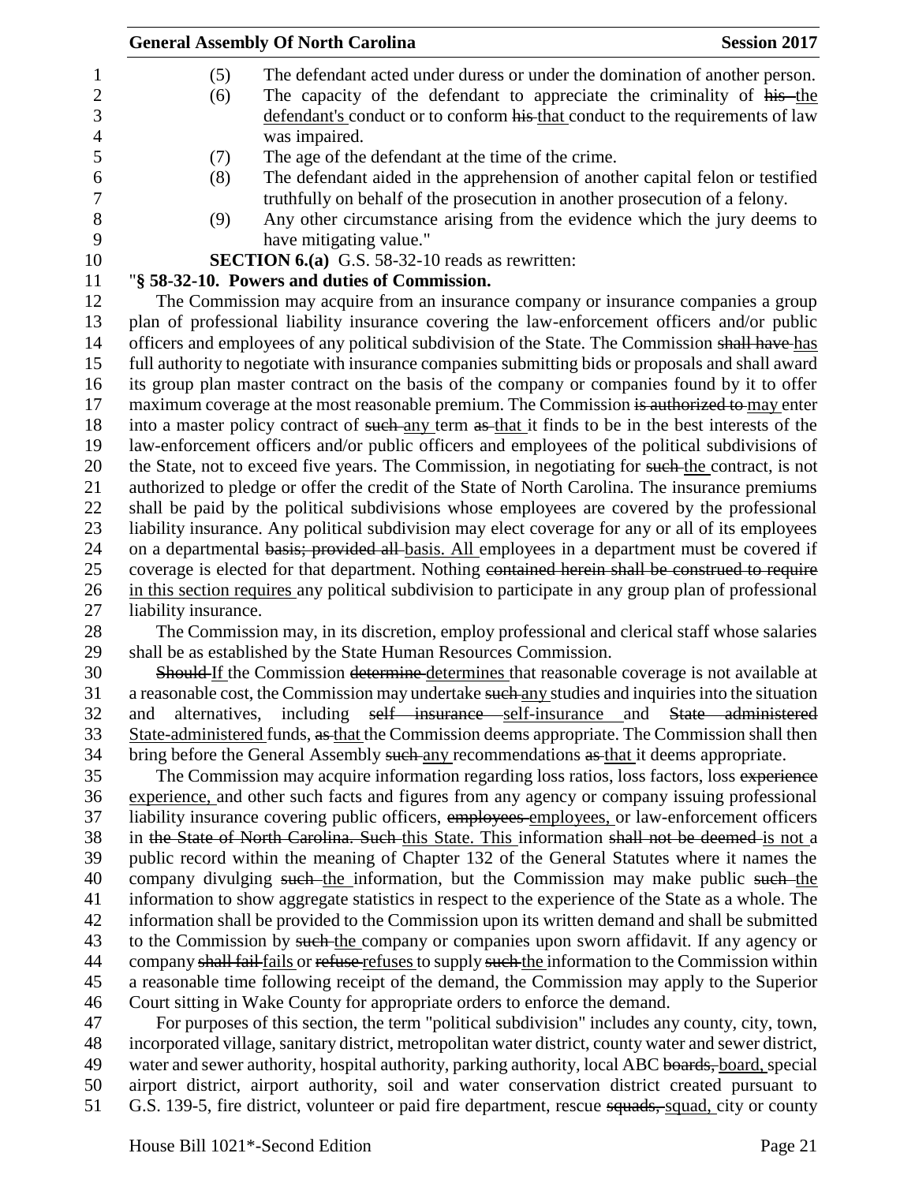(5) The defendant acted under duress or under the domination of another person.

(6) The capacity of the defendant to appreciate the criminality of ~~his~~ the defendant's conduct or to conform ~~his~~ that conduct to the requirements of law was impaired.

(7) The age of the defendant at the time of the crime.

(8) The defendant aided in the apprehension of another capital felon or testified truthfully on behalf of the prosecution in another prosecution of a felony.

(9) Any other circumstance arising from the evidence which the jury deems to have mitigating value."

**SECTION 6.(a)** G.S. 58-32-10 reads as rewritten:

"**§ 58-32-10. Powers and duties of Commission.**

The Commission may acquire from an insurance company or insurance companies a group plan of professional liability insurance covering the law-enforcement officers and/or public officers and employees of any political subdivision of the State. The Commission ~~shall have~~ has full authority to negotiate with insurance companies submitting bids or proposals and shall award its group plan master contract on the basis of the company or companies found by it to offer maximum coverage at the most reasonable premium. The Commission ~~is authorized to~~ may enter into a master policy contract of ~~such~~ any term ~~as~~ that it finds to be in the best interests of the law-enforcement officers and/or public officers and employees of the political subdivisions of the State, not to exceed five years. The Commission, in negotiating for ~~such~~ the contract, is not authorized to pledge or offer the credit of the State of North Carolina. The insurance premiums shall be paid by the political subdivisions whose employees are covered by the professional liability insurance. Any political subdivision may elect coverage for any or all of its employees on a departmental ~~basis; provided all~~ basis. All employees in a department must be covered if coverage is elected for that department. Nothing ~~contained herein shall be construed to require~~ in this section requires any political subdivision to participate in any group plan of professional liability insurance.

The Commission may, in its discretion, employ professional and clerical staff whose salaries shall be as established by the State Human Resources Commission.

~~Should~~ If the Commission ~~determine~~ determines that reasonable coverage is not available at a reasonable cost, the Commission may undertake ~~such~~ any studies and inquiries into the situation and alternatives, including ~~self insurance~~ self-insurance and ~~State administered~~ State-administered funds, ~~as~~ that the Commission deems appropriate. The Commission shall then bring before the General Assembly ~~such~~ any recommendations ~~as~~ that it deems appropriate.

The Commission may acquire information regarding loss ratios, loss factors, loss ~~experience~~ experience, and other such facts and figures from any agency or company issuing professional liability insurance covering public officers, ~~employees~~ employees, or law-enforcement officers in ~~the State of North Carolina. Such~~ this State. This information ~~shall not be deemed~~ is not a public record within the meaning of Chapter 132 of the General Statutes where it names the company divulging ~~such~~ the information, but the Commission may make public ~~such~~ the information to show aggregate statistics in respect to the experience of the State as a whole. The information shall be provided to the Commission upon its written demand and shall be submitted to the Commission by ~~such~~ the company or companies upon sworn affidavit. If any agency or company ~~shall fail~~ fails or ~~refuse~~ refuses to supply ~~such~~ the information to the Commission within a reasonable time following receipt of the demand, the Commission may apply to the Superior Court sitting in Wake County for appropriate orders to enforce the demand.

For purposes of this section, the term "political subdivision" includes any county, city, town, incorporated village, sanitary district, metropolitan water district, county water and sewer district, water and sewer authority, hospital authority, parking authority, local ABC ~~boards,~~ board, special airport district, airport authority, soil and water conservation district created pursuant to G.S. 139-5, fire district, volunteer or paid fire department, rescue ~~squads,~~ squad, city or county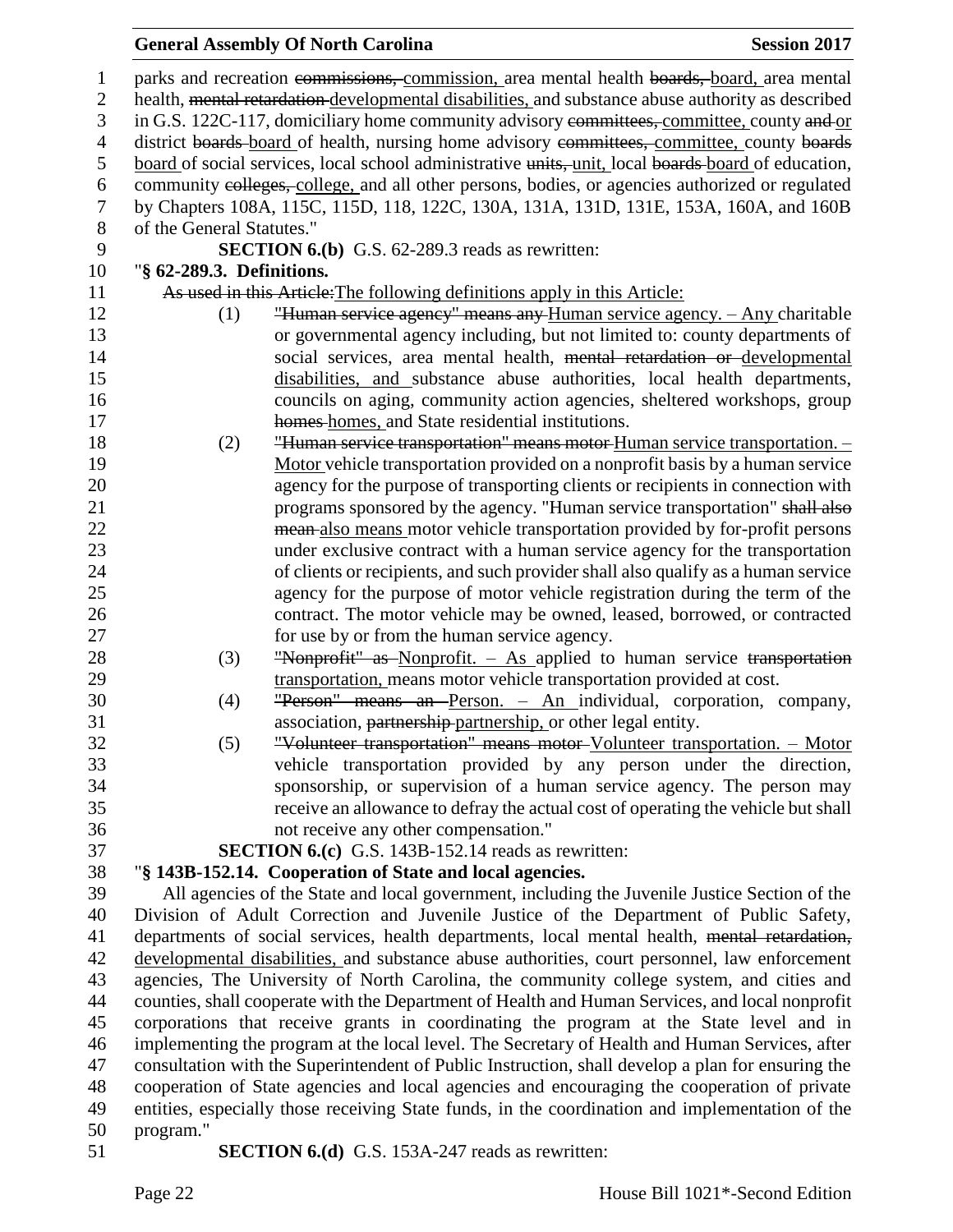parks and recreation ~~commissions,~~ commission, area mental health ~~boards,~~ board, area mental health, ~~mental retardation~~ developmental disabilities, and substance abuse authority as described in G.S. 122C-117, domiciliary home community advisory ~~committees,~~ committee, county ~~and~~ or district ~~boards~~ board of health, nursing home advisory ~~committees,~~ committee, county ~~boards~~ board of social services, local school administrative ~~units,~~ unit, local ~~boards~~ board of education, community ~~colleges,~~ college, and all other persons, bodies, or agencies authorized or regulated by Chapters 108A, 115C, 115D, 118, 122C, 130A, 131A, 131D, 131E, 153A, 160A, and 160B of the General Statutes."

**SECTION 6.(b)** G.S. 62-289.3 reads as rewritten:

"**§ 62-289.3. Definitions.**

~~As used in this Article:~~The following definitions apply in this Article:

(1) ~~"Human service agency" means any~~ Human service agency. – Any charitable or governmental agency including, but not limited to: county departments of social services, area mental health, ~~mental retardation or~~ developmental disabilities, and substance abuse authorities, local health departments, councils on aging, community action agencies, sheltered workshops, group ~~homes~~ homes, and State residential institutions.

(2) ~~"Human service transportation" means motor~~ Human service transportation. – Motor vehicle transportation provided on a nonprofit basis by a human service agency for the purpose of transporting clients or recipients in connection with programs sponsored by the agency. "Human service transportation" ~~shall also mean~~ also means motor vehicle transportation provided by for-profit persons under exclusive contract with a human service agency for the transportation of clients or recipients, and such provider shall also qualify as a human service agency for the purpose of motor vehicle registration during the term of the contract. The motor vehicle may be owned, leased, borrowed, or contracted for use by or from the human service agency.

(3) ~~"Nonprofit" as~~ Nonprofit. – As applied to human service ~~transportation~~ transportation, means motor vehicle transportation provided at cost.

(4) ~~"Person" means an~~ Person. – An individual, corporation, company, association, ~~partnership~~ partnership, or other legal entity.

(5) ~~"Volunteer transportation" means motor~~ Volunteer transportation. – Motor vehicle transportation provided by any person under the direction, sponsorship, or supervision of a human service agency. The person may receive an allowance to defray the actual cost of operating the vehicle but shall not receive any other compensation."

**SECTION 6.(c)** G.S. 143B-152.14 reads as rewritten:

"**§ 143B-152.14. Cooperation of State and local agencies.**

All agencies of the State and local government, including the Juvenile Justice Section of the Division of Adult Correction and Juvenile Justice of the Department of Public Safety, departments of social services, health departments, local mental health, ~~mental retardation,~~ developmental disabilities, and substance abuse authorities, court personnel, law enforcement agencies, The University of North Carolina, the community college system, and cities and counties, shall cooperate with the Department of Health and Human Services, and local nonprofit corporations that receive grants in coordinating the program at the State level and in implementing the program at the local level. The Secretary of Health and Human Services, after consultation with the Superintendent of Public Instruction, shall develop a plan for ensuring the cooperation of State agencies and local agencies and encouraging the cooperation of private entities, especially those receiving State funds, in the coordination and implementation of the program."

**SECTION 6.(d)** G.S. 153A-247 reads as rewritten: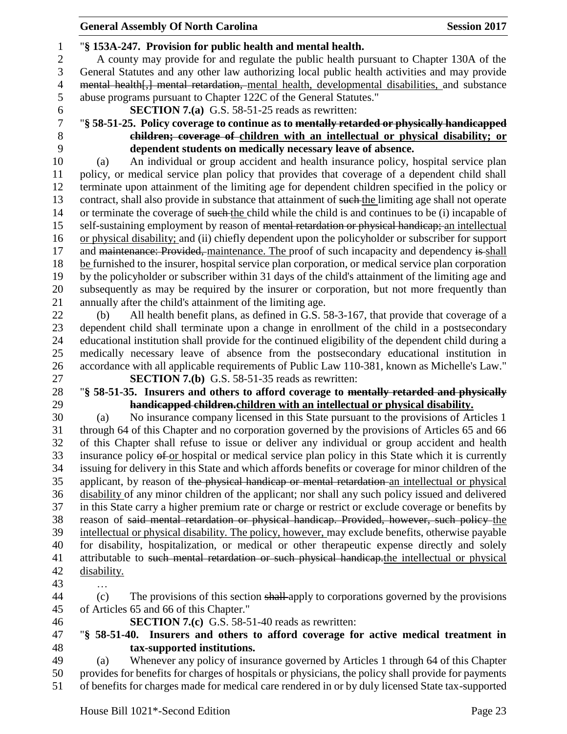"**§ 153A-247. Provision for public health and mental health.**

A county may provide for and regulate the public health pursuant to Chapter 130A of the General Statutes and any other law authorizing local public health activities and may provide ~~mental health[,] mental retardation,~~ mental health, developmental disabilities, and substance abuse programs pursuant to Chapter 122C of the General Statutes."

**SECTION 7.(a)** G.S. 58-51-25 reads as rewritten:

"**§ 58-51-25. Policy coverage to continue as to ~~mentally retarded or physically handicapped children; coverage of~~ children with an intellectual or physical disability; or dependent students on medically necessary leave of absence.**

(a) An individual or group accident and health insurance policy, hospital service plan policy, or medical service plan policy that provides that coverage of a dependent child shall terminate upon attainment of the limiting age for dependent children specified in the policy or contract, shall also provide in substance that attainment of ~~such~~ the limiting age shall not operate or terminate the coverage of ~~such~~ the child while the child is and continues to be (i) incapable of self-sustaining employment by reason of ~~mental retardation or physical handicap;~~ an intellectual or physical disability; and (ii) chiefly dependent upon the policyholder or subscriber for support and ~~maintenance: Provided,~~ maintenance. The proof of such incapacity and dependency ~~is~~ shall be furnished to the insurer, hospital service plan corporation, or medical service plan corporation by the policyholder or subscriber within 31 days of the child's attainment of the limiting age and subsequently as may be required by the insurer or corporation, but not more frequently than annually after the child's attainment of the limiting age.

(b) All health benefit plans, as defined in G.S. 58-3-167, that provide that coverage of a dependent child shall terminate upon a change in enrollment of the child in a postsecondary educational institution shall provide for the continued eligibility of the dependent child during a medically necessary leave of absence from the postsecondary educational institution in accordance with all applicable requirements of Public Law 110-381, known as Michelle's Law."

**SECTION 7.(b)** G.S. 58-51-35 reads as rewritten:

"**§ 58-51-35. Insurers and others to afford coverage to ~~mentally retarded and physically handicapped children.~~children with an intellectual or physical disability.**

(a) No insurance company licensed in this State pursuant to the provisions of Articles 1 through 64 of this Chapter and no corporation governed by the provisions of Articles 65 and 66 of this Chapter shall refuse to issue or deliver any individual or group accident and health insurance policy ~~of~~ or hospital or medical service plan policy in this State which it is currently issuing for delivery in this State and which affords benefits or coverage for minor children of the applicant, by reason of ~~the physical handicap or mental retardation~~ an intellectual or physical disability of any minor children of the applicant; nor shall any such policy issued and delivered in this State carry a higher premium rate or charge or restrict or exclude coverage or benefits by reason of ~~said mental retardation or physical handicap. Provided, however, such policy~~ the intellectual or physical disability. The policy, however, may exclude benefits, otherwise payable for disability, hospitalization, or medical or other therapeutic expense directly and solely attributable to ~~such mental retardation or such physical handicap.~~the intellectual or physical disability.

…

(c) The provisions of this section ~~shall~~ apply to corporations governed by the provisions of Articles 65 and 66 of this Chapter."

**SECTION 7.(c)** G.S. 58-51-40 reads as rewritten:

"**§ 58-51-40. Insurers and others to afford coverage for active medical treatment in tax-supported institutions.**

(a) Whenever any policy of insurance governed by Articles 1 through 64 of this Chapter provides for benefits for charges of hospitals or physicians, the policy shall provide for payments of benefits for charges made for medical care rendered in or by duly licensed State tax-supported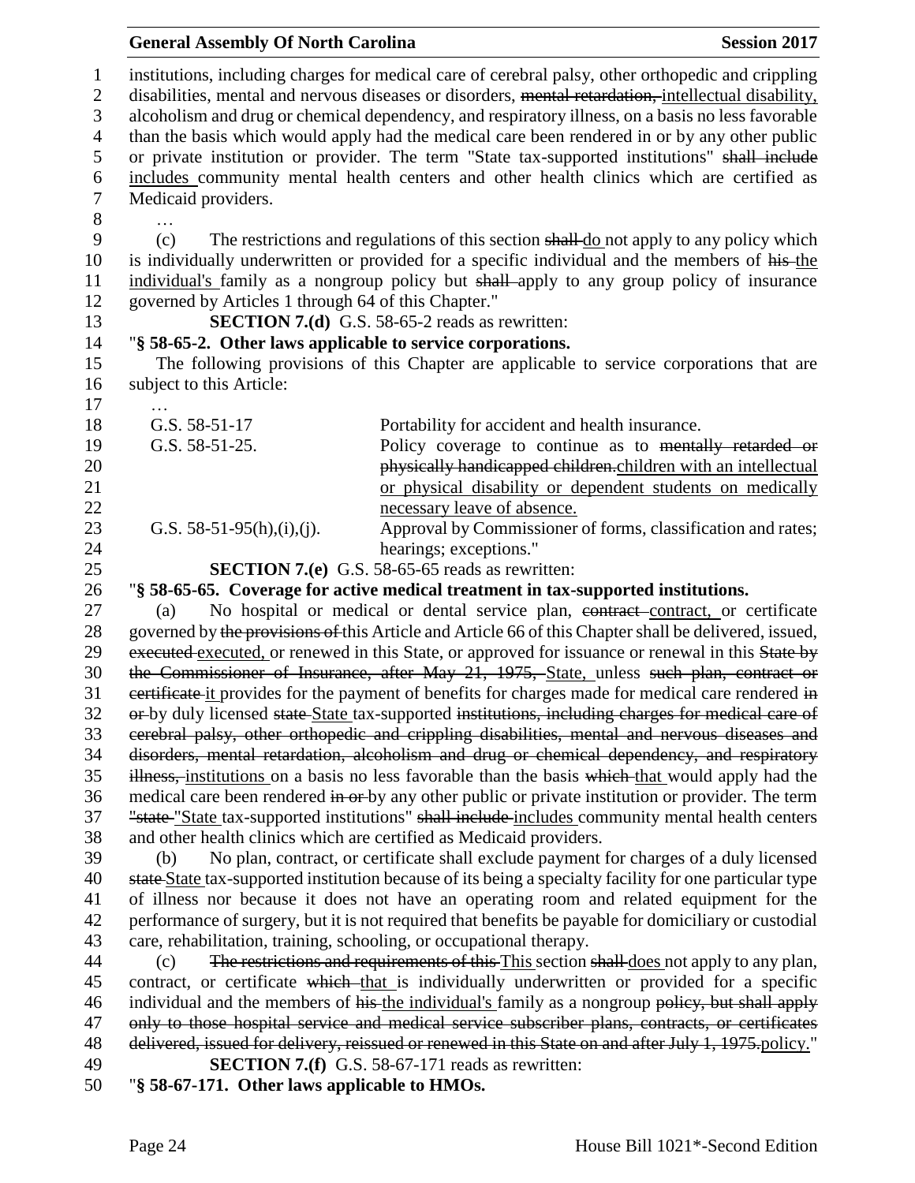institutions, including charges for medical care of cerebral palsy, other orthopedic and crippling disabilities, mental and nervous diseases or disorders, ~~mental retardation,~~ <u>intellectual disability,</u> alcoholism and drug or chemical dependency, and respiratory illness, on a basis no less favorable than the basis which would apply had the medical care been rendered in or by any other public or private institution or provider. The term "State tax-supported institutions" ~~shall include~~ <u>includes</u> community mental health centers and other health clinics which are certified as Medicaid providers.

…

(c) The restrictions and regulations of this section ~~shall~~ <u>do</u> not apply to any policy which is individually underwritten or provided for a specific individual and the members of ~~his~~ <u>the individual's</u> family as a nongroup policy but ~~shall~~ apply to any group policy of insurance governed by Articles 1 through 64 of this Chapter."

**SECTION 7.(d)** G.S. 58-65-2 reads as rewritten:

"**§ 58-65-2. Other laws applicable to service corporations.**

The following provisions of this Chapter are applicable to service corporations that are subject to this Article:

…

G.S. 58-51-17 — Portability for accident and health insurance.

G.S. 58-51-25. — Policy coverage to continue as to ~~mentally retarded or physically handicapped children.~~<u>children with an intellectual or physical disability or dependent students on medically necessary leave of absence.</u>

G.S. 58-51-95(h),(i),(j). — Approval by Commissioner of forms, classification and rates; hearings; exceptions."

**SECTION 7.(e)** G.S. 58-65-65 reads as rewritten:

"**§ 58-65-65. Coverage for active medical treatment in tax-supported institutions.**

(a) No hospital or medical or dental service plan, ~~contract~~ <u>contract,</u> or certificate governed by ~~the provisions of~~ this Article and Article 66 of this Chapter shall be delivered, issued, ~~executed~~ <u>executed,</u> or renewed in this State, or approved for issuance or renewal in this ~~State by the Commissioner of Insurance, after May 21, 1975,~~ <u>State,</u> unless ~~such plan, contract or certificate~~ <u>it</u> provides for the payment of benefits for charges made for medical care rendered ~~in or~~ by duly licensed ~~state~~ <u>State</u> tax-supported ~~institutions, including charges for medical care of cerebral palsy, other orthopedic and crippling disabilities, mental and nervous diseases and disorders, mental retardation, alcoholism and drug or chemical dependency, and respiratory illness,~~ <u>institutions</u> on a basis no less favorable than the basis ~~which~~ <u>that</u> would apply had the medical care been rendered ~~in or~~ by any other public or private institution or provider. The term ~~"state~~ <u>"State</u> tax-supported institutions" ~~shall include~~ <u>includes</u> community mental health centers and other health clinics which are certified as Medicaid providers.

(b) No plan, contract, or certificate shall exclude payment for charges of a duly licensed ~~state~~ <u>State</u> tax-supported institution because of its being a specialty facility for one particular type of illness nor because it does not have an operating room and related equipment for the performance of surgery, but it is not required that benefits be payable for domiciliary or custodial care, rehabilitation, training, schooling, or occupational therapy.

(c) ~~The restrictions and requirements of this~~ <u>This</u> section ~~shall~~ <u>does</u> not apply to any plan, contract, or certificate ~~which~~ <u>that</u> is individually underwritten or provided for a specific individual and the members of ~~his~~ <u>the individual's</u> family as a nongroup ~~policy, but shall apply only to those hospital service and medical service subscriber plans, contracts, or certificates delivered, issued for delivery, reissued or renewed in this State on and after July 1, 1975.~~<u>policy.</u>"

**SECTION 7.(f)** G.S. 58-67-171 reads as rewritten:

"**§ 58-67-171. Other laws applicable to HMOs.**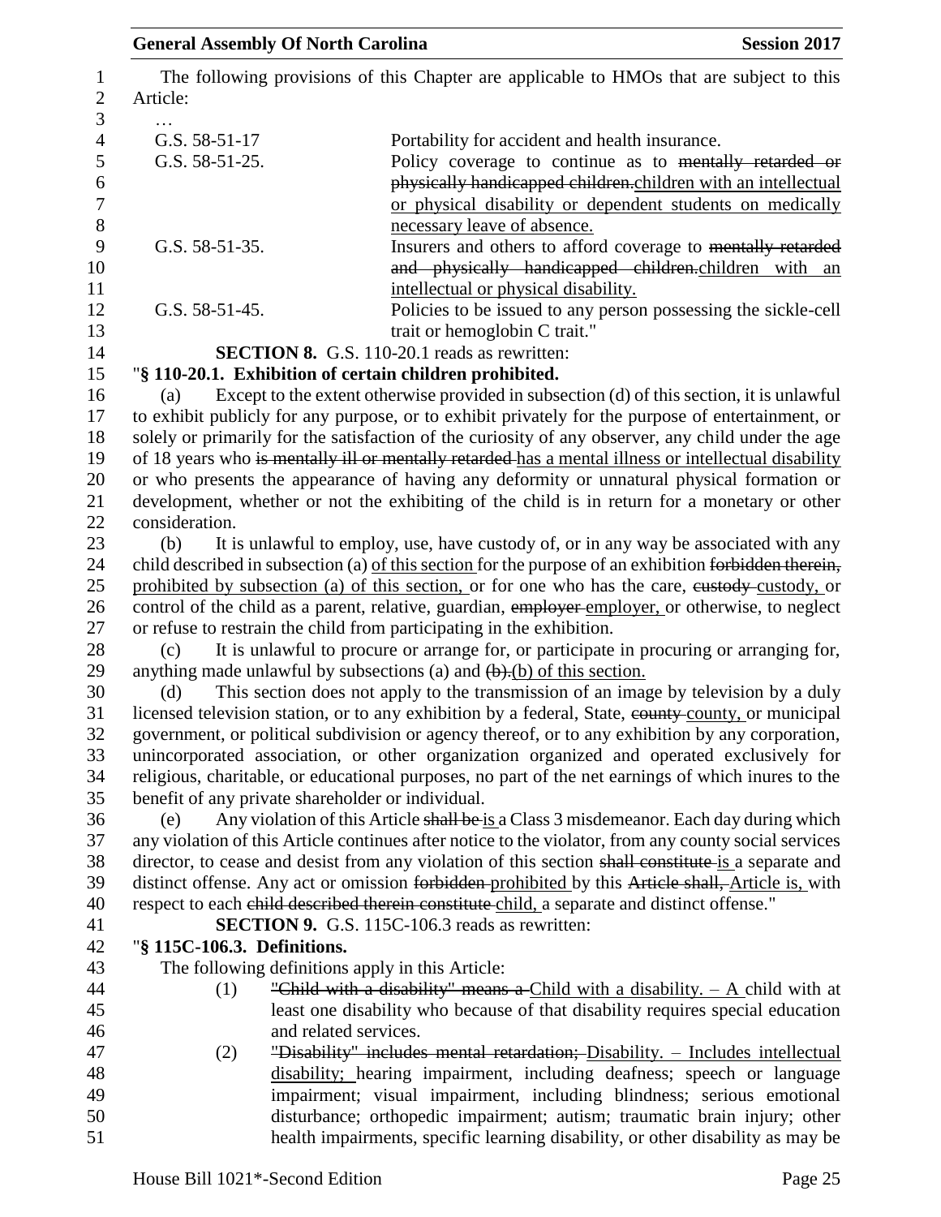The following provisions of this Chapter are applicable to HMOs that are subject to this Article:

…

| | |
|---|---|
| G.S. 58-51-17 | Portability for accident and health insurance. |
| G.S. 58-51-25. | Policy coverage to continue as to ~~mentally retarded or physically handicapped children.~~children with an intellectual or physical disability or dependent students on medically necessary leave of absence. |
| G.S. 58-51-35. | Insurers and others to afford coverage to ~~mentally retarded and physically handicapped children.~~children with an intellectual or physical disability. |
| G.S. 58-51-45. | Policies to be issued to any person possessing the sickle-cell trait or hemoglobin C trait." |

**SECTION 8.** G.S. 110-20.1 reads as rewritten:

"**§ 110-20.1. Exhibition of certain children prohibited.**

(a) Except to the extent otherwise provided in subsection (d) of this section, it is unlawful to exhibit publicly for any purpose, or to exhibit privately for the purpose of entertainment, or solely or primarily for the satisfaction of the curiosity of any observer, any child under the age of 18 years who ~~is mentally ill or mentally retarded~~ has a mental illness or intellectual disability or who presents the appearance of having any deformity or unnatural physical formation or development, whether or not the exhibiting of the child is in return for a monetary or other consideration.

(b) It is unlawful to employ, use, have custody of, or in any way be associated with any child described in subsection (a) of this section for the purpose of an exhibition ~~forbidden therein,~~ prohibited by subsection (a) of this section, or for one who has the care, ~~custody~~ custody, or control of the child as a parent, relative, guardian, ~~employer~~ employer, or otherwise, to neglect or refuse to restrain the child from participating in the exhibition.

(c) It is unlawful to procure or arrange for, or participate in procuring or arranging for, anything made unlawful by subsections (a) and ~~(b).~~(b) of this section.

(d) This section does not apply to the transmission of an image by television by a duly licensed television station, or to any exhibition by a federal, State, ~~county~~ county, or municipal government, or political subdivision or agency thereof, or to any exhibition by any corporation, unincorporated association, or other organization organized and operated exclusively for religious, charitable, or educational purposes, no part of the net earnings of which inures to the benefit of any private shareholder or individual.

(e) Any violation of this Article ~~shall be~~ is a Class 3 misdemeanor. Each day during which any violation of this Article continues after notice to the violator, from any county social services director, to cease and desist from any violation of this section ~~shall constitute~~ is a separate and distinct offense. Any act or omission ~~forbidden~~ prohibited by this ~~Article shall,~~ Article is, with respect to each ~~child described therein constitute~~ child, a separate and distinct offense."

**SECTION 9.** G.S. 115C-106.3 reads as rewritten:

"**§ 115C-106.3. Definitions.**

The following definitions apply in this Article:

(1) ~~"Child with a disability" means a~~ Child with a disability. – A child with at least one disability who because of that disability requires special education and related services.

(2) ~~"Disability" includes mental retardation;~~ Disability. – Includes intellectual disability; hearing impairment, including deafness; speech or language impairment; visual impairment, including blindness; serious emotional disturbance; orthopedic impairment; autism; traumatic brain injury; other health impairments, specific learning disability, or other disability as may be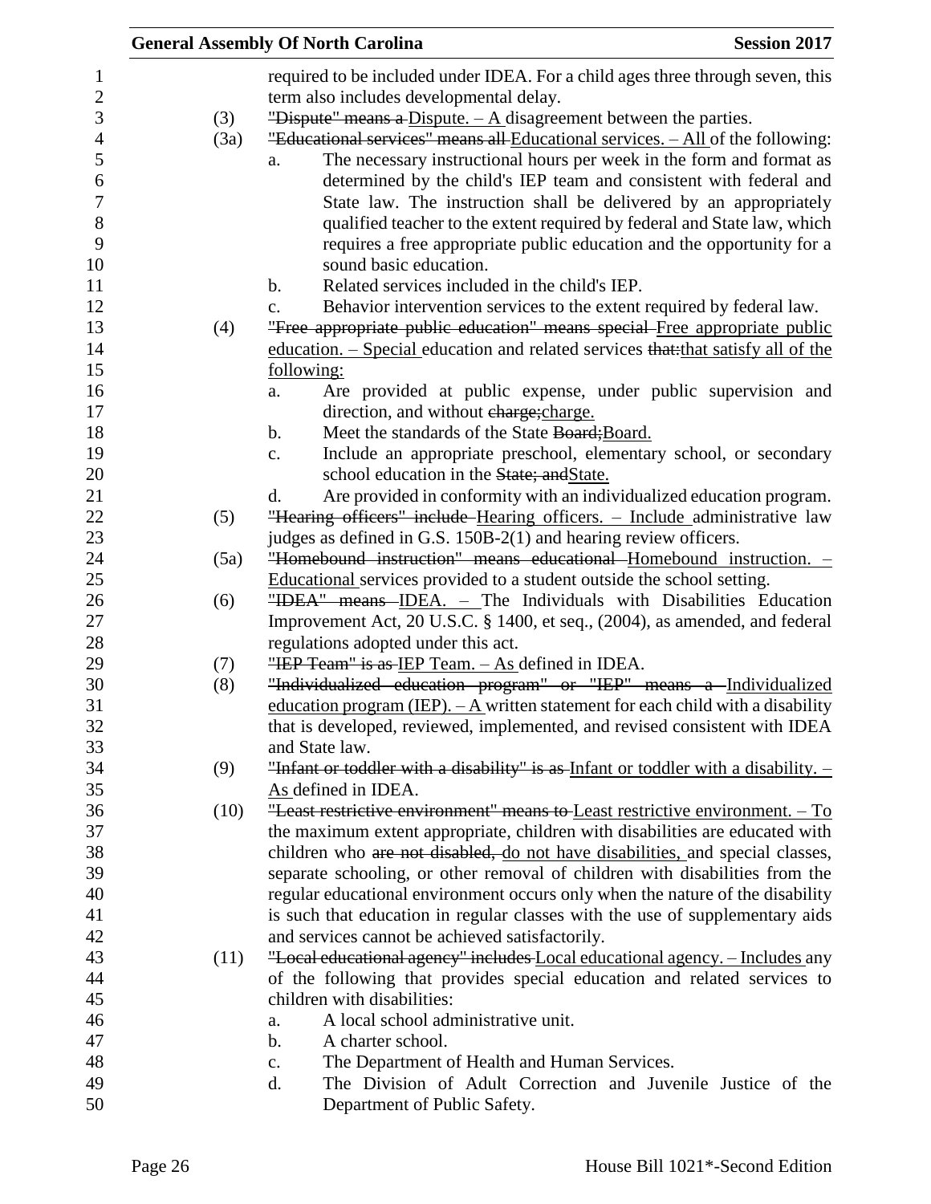required to be included under IDEA. For a child ages three through seven, this term also includes developmental delay.

(3) ~~"Dispute" means a~~ Dispute. – A disagreement between the parties.

(3a) ~~"Educational services" means all~~ Educational services. – All of the following:

a. The necessary instructional hours per week in the form and format as determined by the child's IEP team and consistent with federal and State law. The instruction shall be delivered by an appropriately qualified teacher to the extent required by federal and State law, which requires a free appropriate public education and the opportunity for a sound basic education.

b. Related services included in the child's IEP.

c. Behavior intervention services to the extent required by federal law.

(4) ~~"Free appropriate public education" means special~~ Free appropriate public education. – Special education and related services ~~that:~~that satisfy all of the following:

a. Are provided at public expense, under public supervision and direction, and without ~~charge;~~charge.

b. Meet the standards of the State ~~Board;~~Board.

c. Include an appropriate preschool, elementary school, or secondary school education in the ~~State; and~~State.

d. Are provided in conformity with an individualized education program.

(5) ~~"Hearing officers" include~~ Hearing officers. – Include administrative law judges as defined in G.S. 150B-2(1) and hearing review officers.

(5a) ~~"Homebound instruction" means educational~~ Homebound instruction. – Educational services provided to a student outside the school setting.

(6) ~~"IDEA" means~~ IDEA. – The Individuals with Disabilities Education Improvement Act, 20 U.S.C. § 1400, et seq., (2004), as amended, and federal regulations adopted under this act.

(7) ~~"IEP Team" is as~~ IEP Team. – As defined in IDEA.

(8) ~~"Individualized education program" or "IEP" means a~~ Individualized education program (IEP). – A written statement for each child with a disability that is developed, reviewed, implemented, and revised consistent with IDEA and State law.

(9) ~~"Infant or toddler with a disability" is as~~ Infant or toddler with a disability. – As defined in IDEA.

(10) ~~"Least restrictive environment" means to~~ Least restrictive environment. – To the maximum extent appropriate, children with disabilities are educated with children who ~~are not disabled,~~ do not have disabilities, and special classes, separate schooling, or other removal of children with disabilities from the regular educational environment occurs only when the nature of the disability is such that education in regular classes with the use of supplementary aids and services cannot be achieved satisfactorily.

(11) ~~"Local educational agency" includes~~ Local educational agency. – Includes any of the following that provides special education and related services to children with disabilities:

a. A local school administrative unit.

b. A charter school.

c. The Department of Health and Human Services.

d. The Division of Adult Correction and Juvenile Justice of the Department of Public Safety.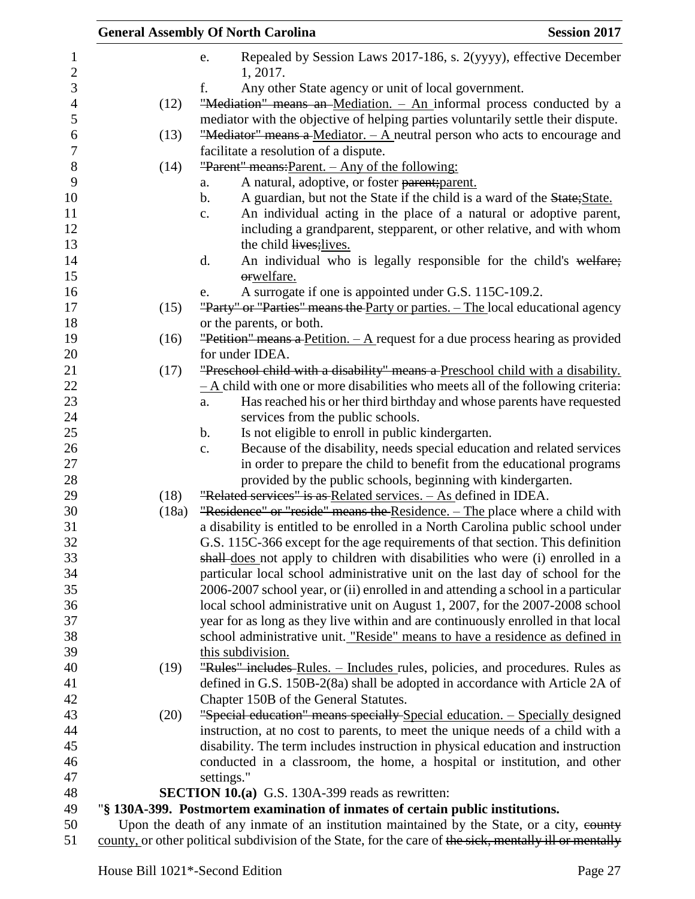e. Repealed by Session Laws 2017-186, s. 2(yyyy), effective December 1, 2017.

f. Any other State agency or unit of local government.

(12) ~~"Mediation" means an~~ Mediation. – An informal process conducted by a mediator with the objective of helping parties voluntarily settle their dispute.

(13) ~~"Mediator" means a~~ Mediator. – A neutral person who acts to encourage and facilitate a resolution of a dispute.

(14) ~~"Parent" means:~~Parent. – Any of the following:

a. A natural, adoptive, or foster ~~parent;~~parent.

b. A guardian, but not the State if the child is a ward of the ~~State;~~State.

c. An individual acting in the place of a natural or adoptive parent, including a grandparent, stepparent, or other relative, and with whom the child ~~lives;~~lives.

d. An individual who is legally responsible for the child's ~~welfare; or~~welfare.

e. A surrogate if one is appointed under G.S. 115C-109.2.

(15) ~~"Party" or "Parties" means the~~ Party or parties. – The local educational agency or the parents, or both.

(16) ~~"Petition" means a~~ Petition. – A request for a due process hearing as provided for under IDEA.

(17) ~~"Preschool child with a disability" means a~~ Preschool child with a disability. – A child with one or more disabilities who meets all of the following criteria:

a. Has reached his or her third birthday and whose parents have requested services from the public schools.

b. Is not eligible to enroll in public kindergarten.

c. Because of the disability, needs special education and related services in order to prepare the child to benefit from the educational programs provided by the public schools, beginning with kindergarten.

(18) ~~"Related services" is as~~ Related services. – As defined in IDEA.

(18a) ~~"Residence" or "reside" means the~~ Residence. – The place where a child with a disability is entitled to be enrolled in a North Carolina public school under G.S. 115C-366 except for the age requirements of that section. This definition ~~shall~~ does not apply to children with disabilities who were (i) enrolled in a particular local school administrative unit on the last day of school for the 2006-2007 school year, or (ii) enrolled in and attending a school in a particular local school administrative unit on August 1, 2007, for the 2007-2008 school year for as long as they live within and are continuously enrolled in that local school administrative unit. "Reside" means to have a residence as defined in this subdivision.

(19) ~~"Rules" includes~~ Rules. – Includes rules, policies, and procedures. Rules as defined in G.S. 150B-2(8a) shall be adopted in accordance with Article 2A of Chapter 150B of the General Statutes.

(20) ~~"Special education" means specially~~ Special education. – Specially designed instruction, at no cost to parents, to meet the unique needs of a child with a disability. The term includes instruction in physical education and instruction conducted in a classroom, the home, a hospital or institution, and other settings."

**SECTION 10.(a)** G.S. 130A-399 reads as rewritten:

"**§ 130A-399. Postmortem examination of inmates of certain public institutions.**

Upon the death of any inmate of an institution maintained by the State, or a city, ~~county~~ county, or other political subdivision of the State, for the care of ~~the sick, mentally ill or mentally~~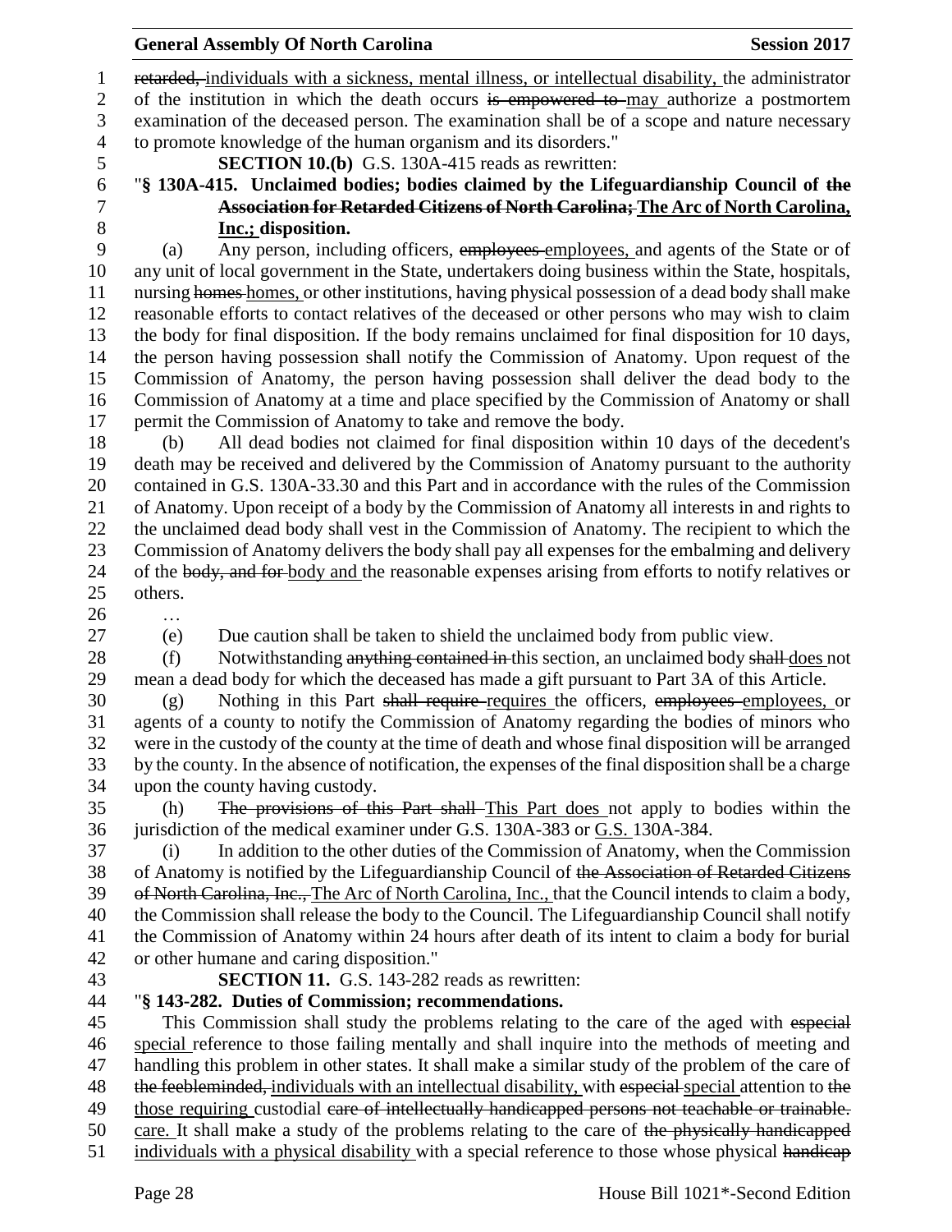~~retarded,~~ individuals with a sickness, mental illness, or intellectual disability, the administrator of the institution in which the death occurs ~~is empowered to~~ may authorize a postmortem examination of the deceased person. The examination shall be of a scope and nature necessary to promote knowledge of the human organism and its disorders."

**SECTION 10.(b)** G.S. 130A-415 reads as rewritten:

"**§ 130A-415. Unclaimed bodies; bodies claimed by the Lifeguardianship Council of ~~the Association for Retarded Citizens of North Carolina;~~ The Arc of North Carolina, Inc.; disposition.**

(a) Any person, including officers, ~~employees~~ employees, and agents of the State or of any unit of local government in the State, undertakers doing business within the State, hospitals, nursing ~~homes~~ homes, or other institutions, having physical possession of a dead body shall make reasonable efforts to contact relatives of the deceased or other persons who may wish to claim the body for final disposition. If the body remains unclaimed for final disposition for 10 days, the person having possession shall notify the Commission of Anatomy. Upon request of the Commission of Anatomy, the person having possession shall deliver the dead body to the Commission of Anatomy at a time and place specified by the Commission of Anatomy or shall permit the Commission of Anatomy to take and remove the body.

(b) All dead bodies not claimed for final disposition within 10 days of the decedent's death may be received and delivered by the Commission of Anatomy pursuant to the authority contained in G.S. 130A-33.30 and this Part and in accordance with the rules of the Commission of Anatomy. Upon receipt of a body by the Commission of Anatomy all interests in and rights to the unclaimed dead body shall vest in the Commission of Anatomy. The recipient to which the Commission of Anatomy delivers the body shall pay all expenses for the embalming and delivery of the ~~body, and for~~ body and the reasonable expenses arising from efforts to notify relatives or others.

…

(e) Due caution shall be taken to shield the unclaimed body from public view.

(f) Notwithstanding ~~anything contained in~~ this section, an unclaimed body ~~shall~~ does not mean a dead body for which the deceased has made a gift pursuant to Part 3A of this Article.

(g) Nothing in this Part ~~shall require~~ requires the officers, ~~employees~~ employees, or agents of a county to notify the Commission of Anatomy regarding the bodies of minors who were in the custody of the county at the time of death and whose final disposition will be arranged by the county. In the absence of notification, the expenses of the final disposition shall be a charge upon the county having custody.

(h) ~~The provisions of this Part shall~~ This Part does not apply to bodies within the jurisdiction of the medical examiner under G.S. 130A-383 or G.S. 130A-384.

(i) In addition to the other duties of the Commission of Anatomy, when the Commission of Anatomy is notified by the Lifeguardianship Council of ~~the Association of Retarded Citizens of North Carolina, Inc.,~~ The Arc of North Carolina, Inc., that the Council intends to claim a body, the Commission shall release the body to the Council. The Lifeguardianship Council shall notify the Commission of Anatomy within 24 hours after death of its intent to claim a body for burial or other humane and caring disposition."

**SECTION 11.** G.S. 143-282 reads as rewritten:

"**§ 143-282. Duties of Commission; recommendations.**

This Commission shall study the problems relating to the care of the aged with ~~especial~~ special reference to those failing mentally and shall inquire into the methods of meeting and handling this problem in other states. It shall make a similar study of the problem of the care of ~~the feebleminded,~~ individuals with an intellectual disability, with ~~especial~~ special attention to ~~the~~ those requiring custodial ~~care of intellectually handicapped persons not teachable or trainable.~~ care. It shall make a study of the problems relating to the care of ~~the physically handicapped~~ individuals with a physical disability with a special reference to those whose physical ~~handicap~~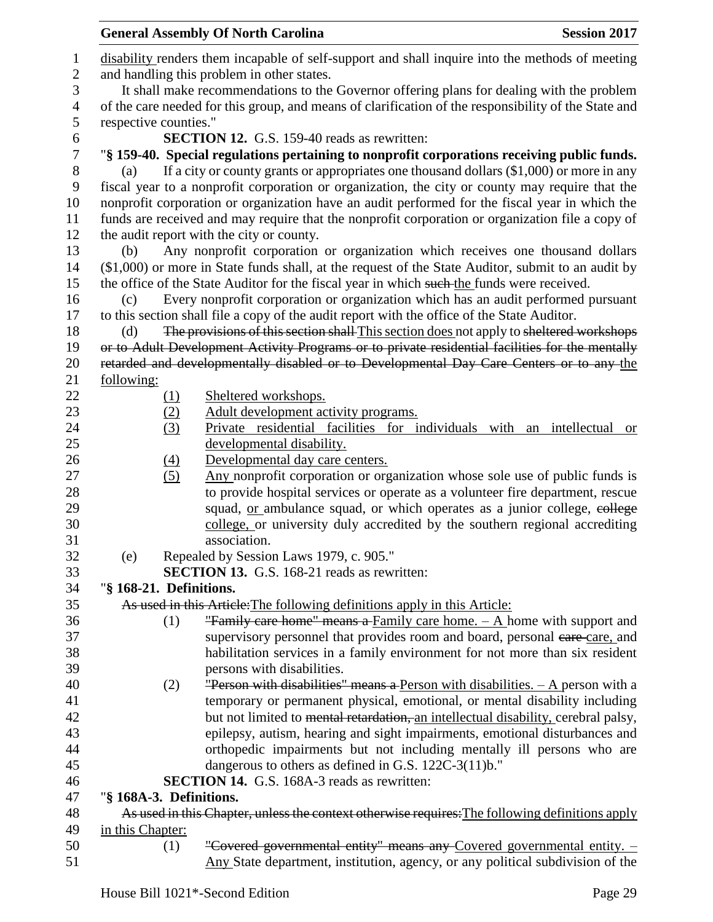disability renders them incapable of self-support and shall inquire into the methods of meeting and handling this problem in other states.

It shall make recommendations to the Governor offering plans for dealing with the problem of the care needed for this group, and means of clarification of the responsibility of the State and respective counties."

**SECTION 12.** G.S. 159-40 reads as rewritten:

"**§ 159-40. Special regulations pertaining to nonprofit corporations receiving public funds.**

(a) If a city or county grants or appropriates one thousand dollars ($1,000) or more in any fiscal year to a nonprofit corporation or organization, the city or county may require that the nonprofit corporation or organization have an audit performed for the fiscal year in which the funds are received and may require that the nonprofit corporation or organization file a copy of the audit report with the city or county.

(b) Any nonprofit corporation or organization which receives one thousand dollars ($1,000) or more in State funds shall, at the request of the State Auditor, submit to an audit by the office of the State Auditor for the fiscal year in which ~~such~~ the funds were received.

(c) Every nonprofit corporation or organization which has an audit performed pursuant to this section shall file a copy of the audit report with the office of the State Auditor.

(d) ~~The provisions of this section shall~~ This section does not apply to ~~sheltered workshops or to Adult Development Activity Programs or to private residential facilities for the mentally retarded and developmentally disabled or to Developmental Day Care Centers or to any~~ the following:

(1) Sheltered workshops.

(2) Adult development activity programs.

(3) Private residential facilities for individuals with an intellectual or developmental disability.

(4) Developmental day care centers.

(5) Any nonprofit corporation or organization whose sole use of public funds is to provide hospital services or operate as a volunteer fire department, rescue squad, or ambulance squad, or which operates as a junior college, ~~college~~ college, or university duly accredited by the southern regional accrediting association.

(e) Repealed by Session Laws 1979, c. 905."

**SECTION 13.** G.S. 168-21 reads as rewritten:

"**§ 168-21. Definitions.**

~~As used in this Article:~~ The following definitions apply in this Article:

(1) ~~"Family care home" means a~~ Family care home. – A home with support and supervisory personnel that provides room and board, personal ~~care~~ care, and habilitation services in a family environment for not more than six resident persons with disabilities.

(2) ~~"Person with disabilities" means a~~ Person with disabilities. – A person with a temporary or permanent physical, emotional, or mental disability including but not limited to ~~mental retardation,~~ an intellectual disability, cerebral palsy, epilepsy, autism, hearing and sight impairments, emotional disturbances and orthopedic impairments but not including mentally ill persons who are dangerous to others as defined in G.S. 122C-3(11)b."

**SECTION 14.** G.S. 168A-3 reads as rewritten:

"**§ 168A-3. Definitions.**

~~As used in this Chapter, unless the context otherwise requires:~~ The following definitions apply in this Chapter:

(1) ~~"Covered governmental entity" means any~~ Covered governmental entity. – Any State department, institution, agency, or any political subdivision of the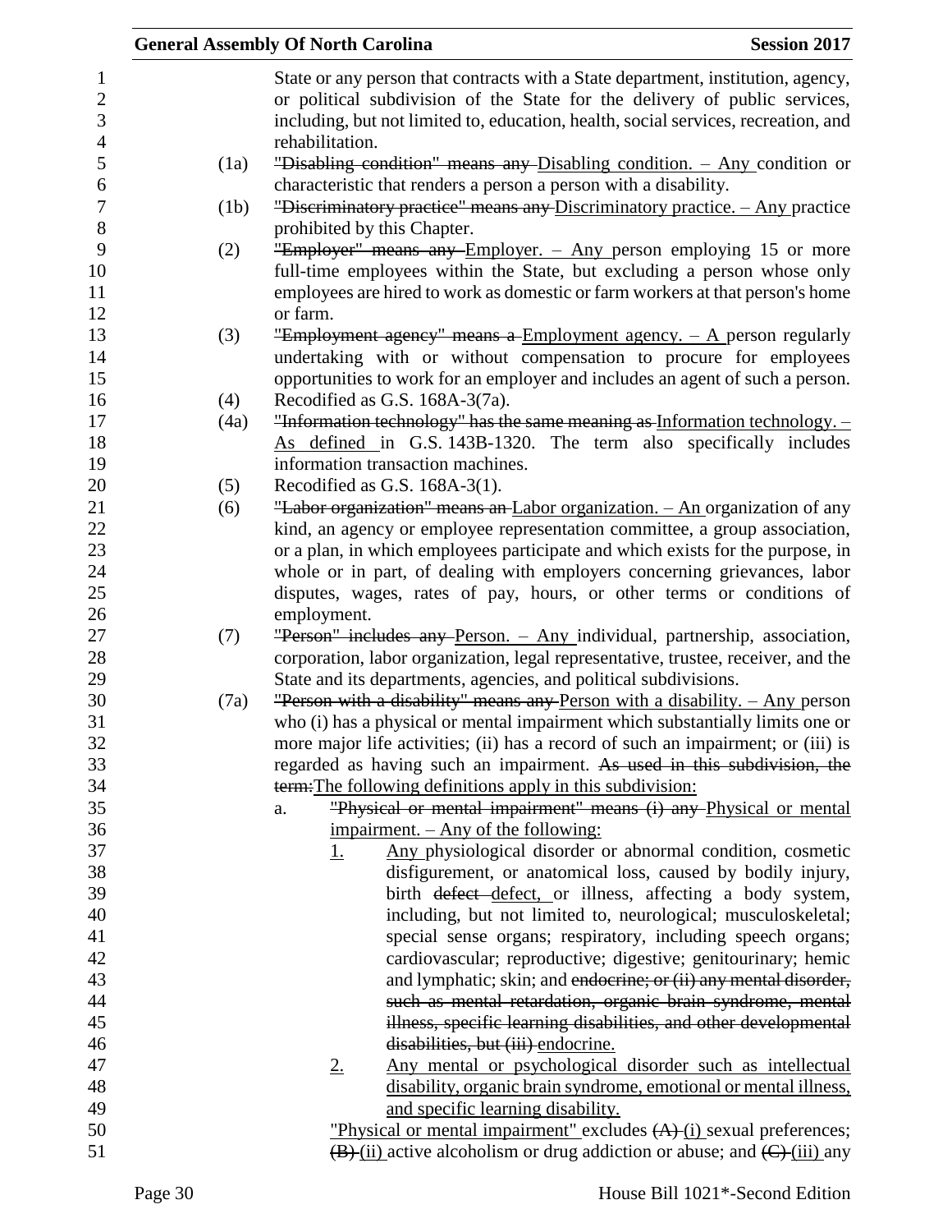State or any person that contracts with a State department, institution, agency, or political subdivision of the State for the delivery of public services, including, but not limited to, education, health, social services, recreation, and rehabilitation.

(1a) ~~"Disabling condition" means any~~ Disabling condition. – Any condition or characteristic that renders a person a person with a disability.

(1b) ~~"Discriminatory practice" means any~~ Discriminatory practice. – Any practice prohibited by this Chapter.

(2) ~~"Employer" means any~~ Employer. – Any person employing 15 or more full-time employees within the State, but excluding a person whose only employees are hired to work as domestic or farm workers at that person's home or farm.

(3) ~~"Employment agency" means a~~ Employment agency. – A person regularly undertaking with or without compensation to procure for employees opportunities to work for an employer and includes an agent of such a person.

(4) Recodified as G.S. 168A-3(7a).

(4a) ~~"Information technology" has the same meaning as~~ Information technology. – As defined in G.S. 143B-1320. The term also specifically includes information transaction machines.

(5) Recodified as G.S. 168A-3(1).

(6) ~~"Labor organization" means an~~ Labor organization. – An organization of any kind, an agency or employee representation committee, a group association, or a plan, in which employees participate and which exists for the purpose, in whole or in part, of dealing with employers concerning grievances, labor disputes, wages, rates of pay, hours, or other terms or conditions of employment.

(7) ~~"Person" includes any~~ Person. – Any individual, partnership, association, corporation, labor organization, legal representative, trustee, receiver, and the State and its departments, agencies, and political subdivisions.

(7a) ~~"Person with a disability" means any~~ Person with a disability. – Any person who (i) has a physical or mental impairment which substantially limits one or more major life activities; (ii) has a record of such an impairment; or (iii) is regarded as having such an impairment. ~~As used in this subdivision, the term:~~The following definitions apply in this subdivision:

a. ~~"Physical or mental impairment" means (i) any~~ Physical or mental impairment. – Any of the following:

1. Any physiological disorder or abnormal condition, cosmetic disfigurement, or anatomical loss, caused by bodily injury, birth ~~defect~~ defect, or illness, affecting a body system, including, but not limited to, neurological; musculoskeletal; special sense organs; respiratory, including speech organs; cardiovascular; reproductive; digestive; genitourinary; hemic and lymphatic; skin; and ~~endocrine; or (ii) any mental disorder, such as mental retardation, organic brain syndrome, mental illness, specific learning disabilities, and other developmental disabilities, but (iii)~~ endocrine.

2. Any mental or psychological disorder such as intellectual disability, organic brain syndrome, emotional or mental illness, and specific learning disability.

"Physical or mental impairment" excludes ~~(A)~~ (i) sexual preferences; ~~(B)~~ (ii) active alcoholism or drug addiction or abuse; and ~~(C)~~ (iii) any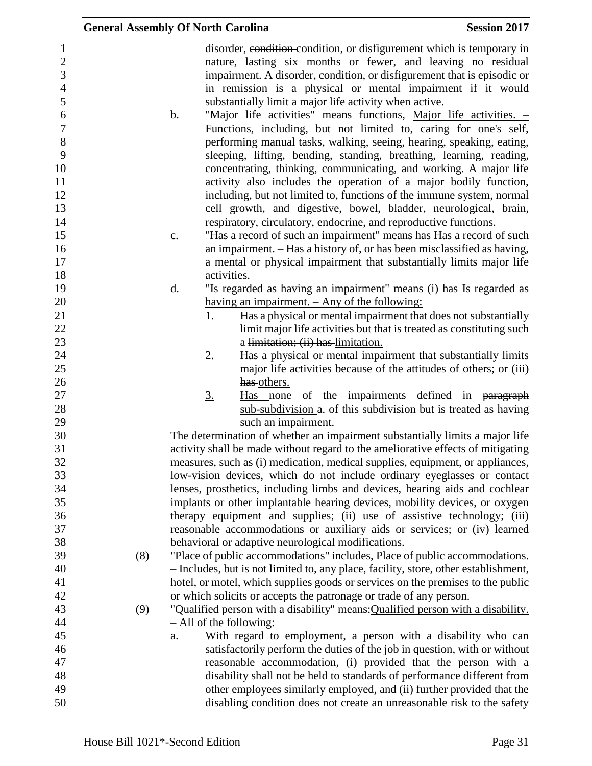disorder, ~~condition~~ condition, or disfigurement which is temporary in nature, lasting six months or fewer, and leaving no residual impairment. A disorder, condition, or disfigurement that is episodic or in remission is a physical or mental impairment if it would substantially limit a major life activity when active.

b. ~~"Major life activities" means functions,~~ Major life activities. – Functions, including, but not limited to, caring for one's self, performing manual tasks, walking, seeing, hearing, speaking, eating, sleeping, lifting, bending, standing, breathing, learning, reading, concentrating, thinking, communicating, and working. A major life activity also includes the operation of a major bodily function, including, but not limited to, functions of the immune system, normal cell growth, and digestive, bowel, bladder, neurological, brain, respiratory, circulatory, endocrine, and reproductive functions.

c. ~~"Has a record of such an impairment" means has~~ Has a record of such an impairment. – Has a history of, or has been misclassified as having, a mental or physical impairment that substantially limits major life activities.

d. ~~"Is regarded as having an impairment" means (i) has~~ Is regarded as having an impairment. – Any of the following:

   1. Has a physical or mental impairment that does not substantially limit major life activities but that is treated as constituting such a ~~limitation; (ii) has~~ limitation.

   2. Has a physical or mental impairment that substantially limits major life activities because of the attitudes of ~~others; or (iii) has~~ others.

   3. Has none of the impairments defined in ~~paragraph~~ sub-subdivision a. of this subdivision but is treated as having such an impairment.

The determination of whether an impairment substantially limits a major life activity shall be made without regard to the ameliorative effects of mitigating measures, such as (i) medication, medical supplies, equipment, or appliances, low-vision devices, which do not include ordinary eyeglasses or contact lenses, prosthetics, including limbs and devices, hearing aids and cochlear implants or other implantable hearing devices, mobility devices, or oxygen therapy equipment and supplies; (ii) use of assistive technology; (iii) reasonable accommodations or auxiliary aids or services; or (iv) learned behavioral or adaptive neurological modifications.

(8) ~~"Place of public accommodations" includes,~~ Place of public accommodations. – Includes, but is not limited to, any place, facility, store, other establishment, hotel, or motel, which supplies goods or services on the premises to the public or which solicits or accepts the patronage or trade of any person.

(9) ~~"Qualified person with a disability" means:~~ Qualified person with a disability. – All of the following:

a. With regard to employment, a person with a disability who can satisfactorily perform the duties of the job in question, with or without reasonable accommodation, (i) provided that the person with a disability shall not be held to standards of performance different from other employees similarly employed, and (ii) further provided that the disabling condition does not create an unreasonable risk to the safety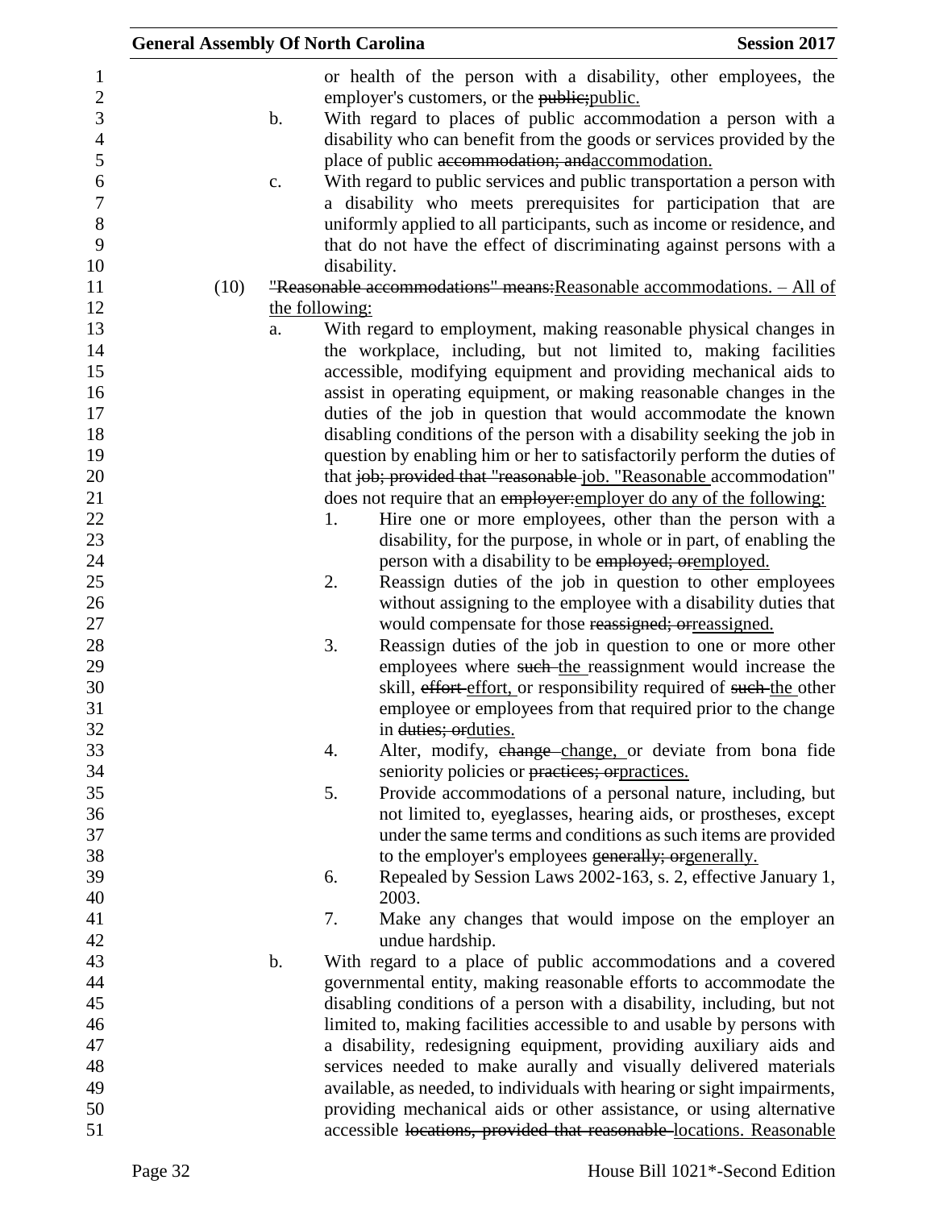or health of the person with a disability, other employees, the employer's customers, or the ~~public;~~public.

b. With regard to places of public accommodation a person with a disability who can benefit from the goods or services provided by the place of public ~~accommodation; and~~accommodation.

c. With regard to public services and public transportation a person with a disability who meets prerequisites for participation that are uniformly applied to all participants, such as income or residence, and that do not have the effect of discriminating against persons with a disability.

(10) ~~"Reasonable accommodations" means:~~Reasonable accommodations. – All of the following:

a. With regard to employment, making reasonable physical changes in the workplace, including, but not limited to, making facilities accessible, modifying equipment and providing mechanical aids to assist in operating equipment, or making reasonable changes in the duties of the job in question that would accommodate the known disabling conditions of the person with a disability seeking the job in question by enabling him or her to satisfactorily perform the duties of that ~~job; provided that "reasonable~~ job. "Reasonable accommodation" does not require that an ~~employer:~~employer do any of the following:

1. Hire one or more employees, other than the person with a disability, for the purpose, in whole or in part, of enabling the person with a disability to be ~~employed; or~~employed.

2. Reassign duties of the job in question to other employees without assigning to the employee with a disability duties that would compensate for those ~~reassigned; or~~reassigned.

3. Reassign duties of the job in question to one or more other employees where ~~such~~ the reassignment would increase the skill, ~~effort~~ effort, or responsibility required of ~~such~~ the other employee or employees from that required prior to the change in ~~duties; or~~duties.

4. Alter, modify, ~~change~~ change, or deviate from bona fide seniority policies or ~~practices; or~~practices.

5. Provide accommodations of a personal nature, including, but not limited to, eyeglasses, hearing aids, or prostheses, except under the same terms and conditions as such items are provided to the employer's employees ~~generally; or~~generally.

6. Repealed by Session Laws 2002-163, s. 2, effective January 1, 2003.

7. Make any changes that would impose on the employer an undue hardship.

b. With regard to a place of public accommodations and a covered governmental entity, making reasonable efforts to accommodate the disabling conditions of a person with a disability, including, but not limited to, making facilities accessible to and usable by persons with a disability, redesigning equipment, providing auxiliary aids and services needed to make aurally and visually delivered materials available, as needed, to individuals with hearing or sight impairments, providing mechanical aids or other assistance, or using alternative accessible ~~locations, provided that reasonable~~ locations. Reasonable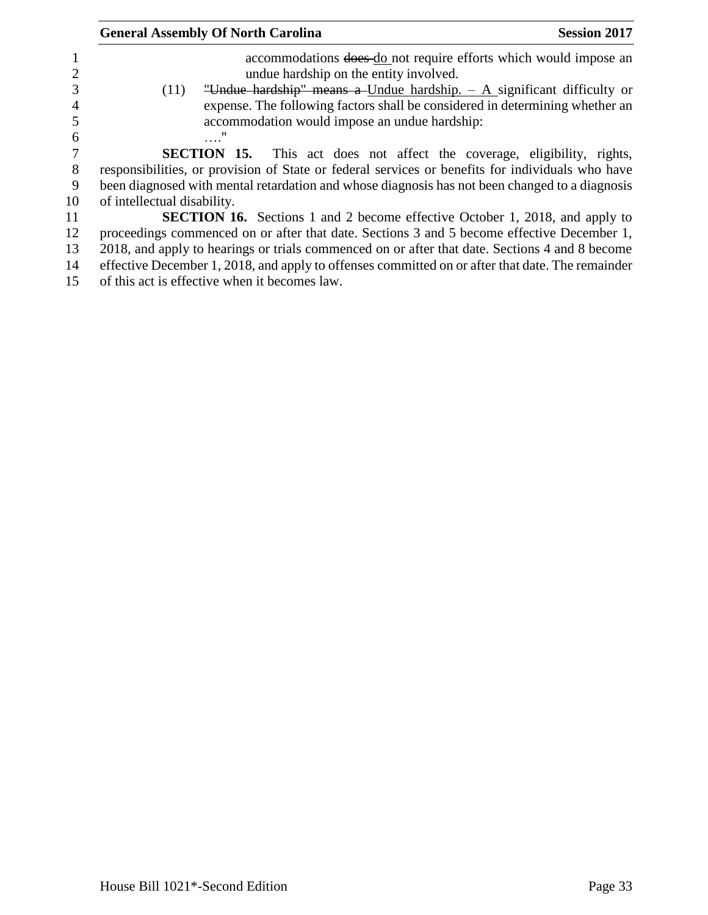accommodations ~~does~~ do not require efforts which would impose an undue hardship on the entity involved.

(11) ~~"Undue hardship" means a~~ Undue hardship. – A significant difficulty or expense. The following factors shall be considered in determining whether an accommodation would impose an undue hardship:

…."

**SECTION 15.** This act does not affect the coverage, eligibility, rights, responsibilities, or provision of State or federal services or benefits for individuals who have been diagnosed with mental retardation and whose diagnosis has not been changed to a diagnosis of intellectual disability.

**SECTION 16.** Sections 1 and 2 become effective October 1, 2018, and apply to proceedings commenced on or after that date. Sections 3 and 5 become effective December 1, 2018, and apply to hearings or trials commenced on or after that date. Sections 4 and 8 become effective December 1, 2018, and apply to offenses committed on or after that date. The remainder of this act is effective when it becomes law.